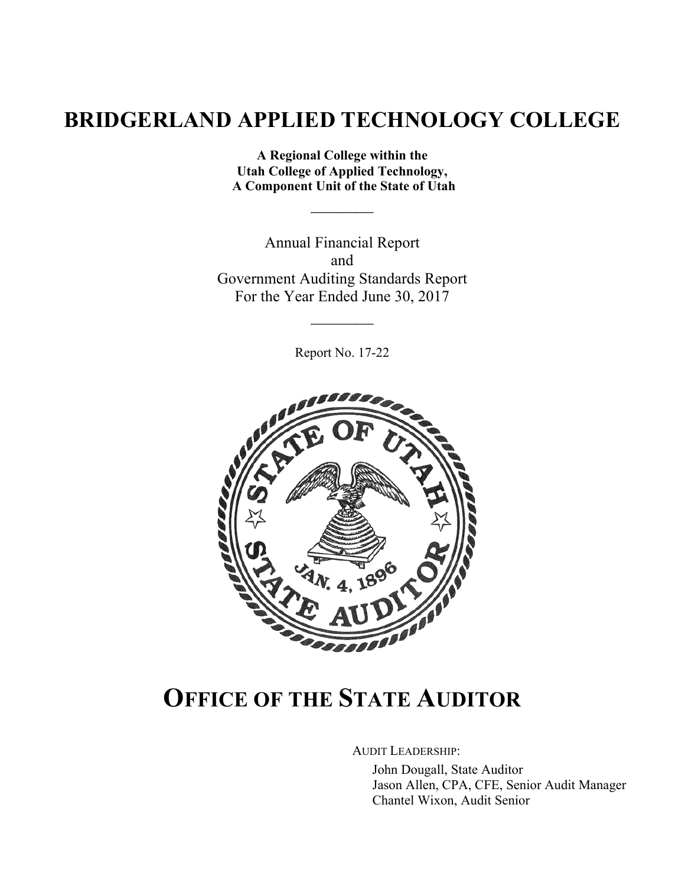# BRIDGERLAND APPLIED TECHNOLOGY COLLEGE

**A Regional College within the**
**Utah College of Applied Technology,**
**A Component Unit of the State of Utah**

---

Annual Financial Report
and
Government Auditing Standards Report
For the Year Ended June 30, 2017

---

Report No. 17-22

# OFFICE OF THE STATE AUDITOR

AUDIT LEADERSHIP:

John Dougall, State Auditor
Jason Allen, CPA, CFE, Senior Audit Manager
Chantel Wixon, Audit Senior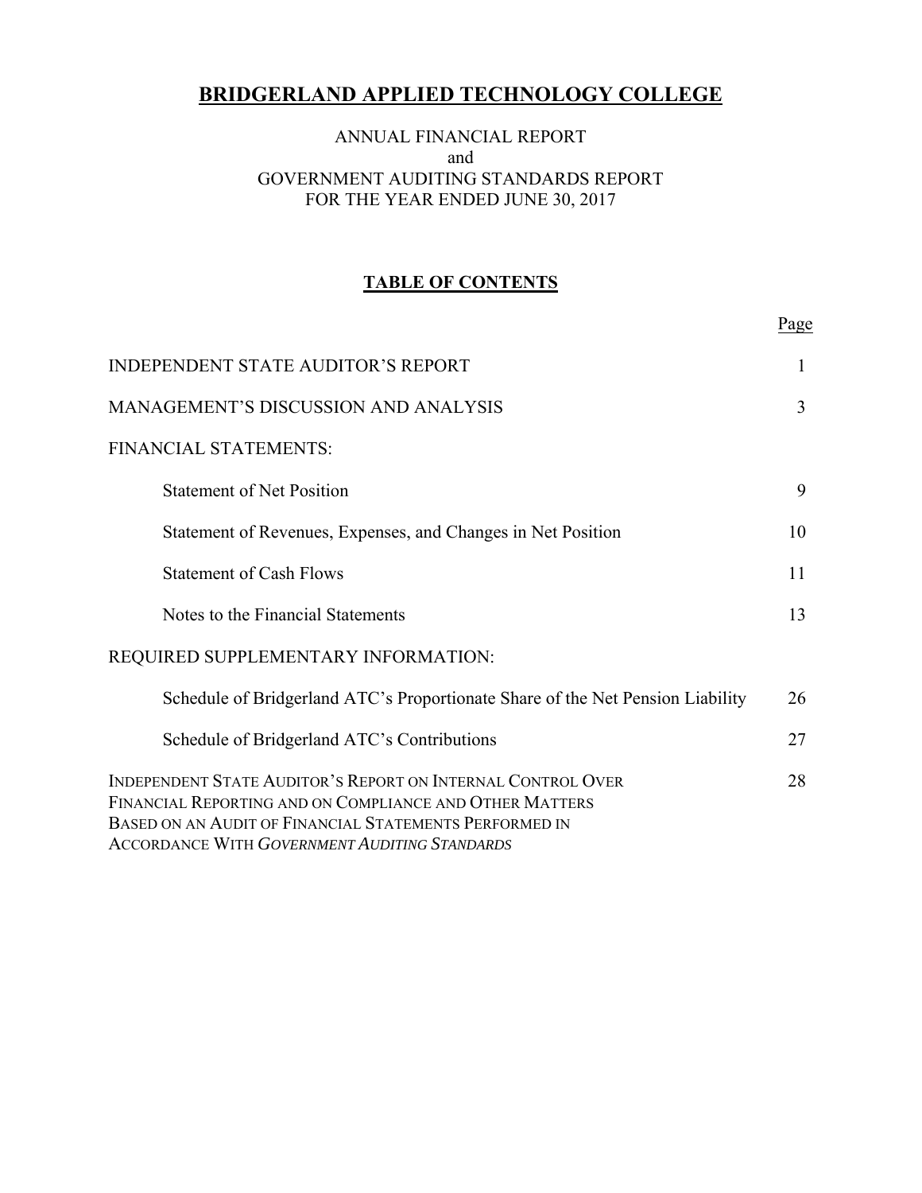# BRIDGERLAND APPLIED TECHNOLOGY COLLEGE

ANNUAL FINANCIAL REPORT
and
GOVERNMENT AUDITING STANDARDS REPORT
FOR THE YEAR ENDED JUNE 30, 2017

## TABLE OF CONTENTS

| | Page |
|---|---|
| INDEPENDENT STATE AUDITOR'S REPORT | 1 |
| MANAGEMENT'S DISCUSSION AND ANALYSIS | 3 |
| FINANCIAL STATEMENTS: | |
| Statement of Net Position | 9 |
| Statement of Revenues, Expenses, and Changes in Net Position | 10 |
| Statement of Cash Flows | 11 |
| Notes to the Financial Statements | 13 |
| REQUIRED SUPPLEMENTARY INFORMATION: | |
| Schedule of Bridgerland ATC's Proportionate Share of the Net Pension Liability | 26 |
| Schedule of Bridgerland ATC's Contributions | 27 |
| INDEPENDENT STATE AUDITOR'S REPORT ON INTERNAL CONTROL OVER FINANCIAL REPORTING AND ON COMPLIANCE AND OTHER MATTERS BASED ON AN AUDIT OF FINANCIAL STATEMENTS PERFORMED IN ACCORDANCE WITH *GOVERNMENT AUDITING STANDARDS* | 28 |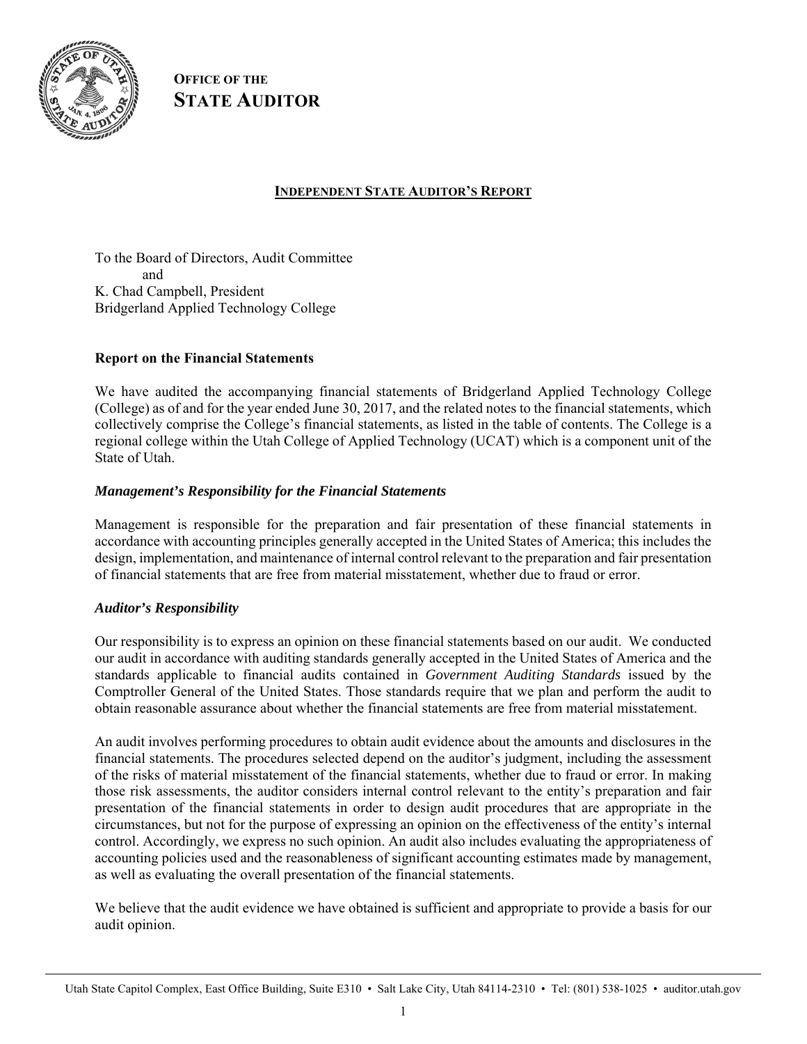# OFFICE OF THE STATE AUDITOR

## INDEPENDENT STATE AUDITOR'S REPORT

To the Board of Directors, Audit Committee
and
K. Chad Campbell, President
Bridgerland Applied Technology College

### Report on the Financial Statements

We have audited the accompanying financial statements of Bridgerland Applied Technology College (College) as of and for the year ended June 30, 2017, and the related notes to the financial statements, which collectively comprise the College's financial statements, as listed in the table of contents. The College is a regional college within the Utah College of Applied Technology (UCAT) which is a component unit of the State of Utah.

#### *Management's Responsibility for the Financial Statements*

Management is responsible for the preparation and fair presentation of these financial statements in accordance with accounting principles generally accepted in the United States of America; this includes the design, implementation, and maintenance of internal control relevant to the preparation and fair presentation of financial statements that are free from material misstatement, whether due to fraud or error.

#### *Auditor's Responsibility*

Our responsibility is to express an opinion on these financial statements based on our audit. We conducted our audit in accordance with auditing standards generally accepted in the United States of America and the standards applicable to financial audits contained in *Government Auditing Standards* issued by the Comptroller General of the United States. Those standards require that we plan and perform the audit to obtain reasonable assurance about whether the financial statements are free from material misstatement.

An audit involves performing procedures to obtain audit evidence about the amounts and disclosures in the financial statements. The procedures selected depend on the auditor's judgment, including the assessment of the risks of material misstatement of the financial statements, whether due to fraud or error. In making those risk assessments, the auditor considers internal control relevant to the entity's preparation and fair presentation of the financial statements in order to design audit procedures that are appropriate in the circumstances, but not for the purpose of expressing an opinion on the effectiveness of the entity's internal control. Accordingly, we express no such opinion. An audit also includes evaluating the appropriateness of accounting policies used and the reasonableness of significant accounting estimates made by management, as well as evaluating the overall presentation of the financial statements.

We believe that the audit evidence we have obtained is sufficient and appropriate to provide a basis for our audit opinion.

Utah State Capitol Complex, East Office Building, Suite E310 • Salt Lake City, Utah 84114-2310 • Tel: (801) 538-1025 • auditor.utah.gov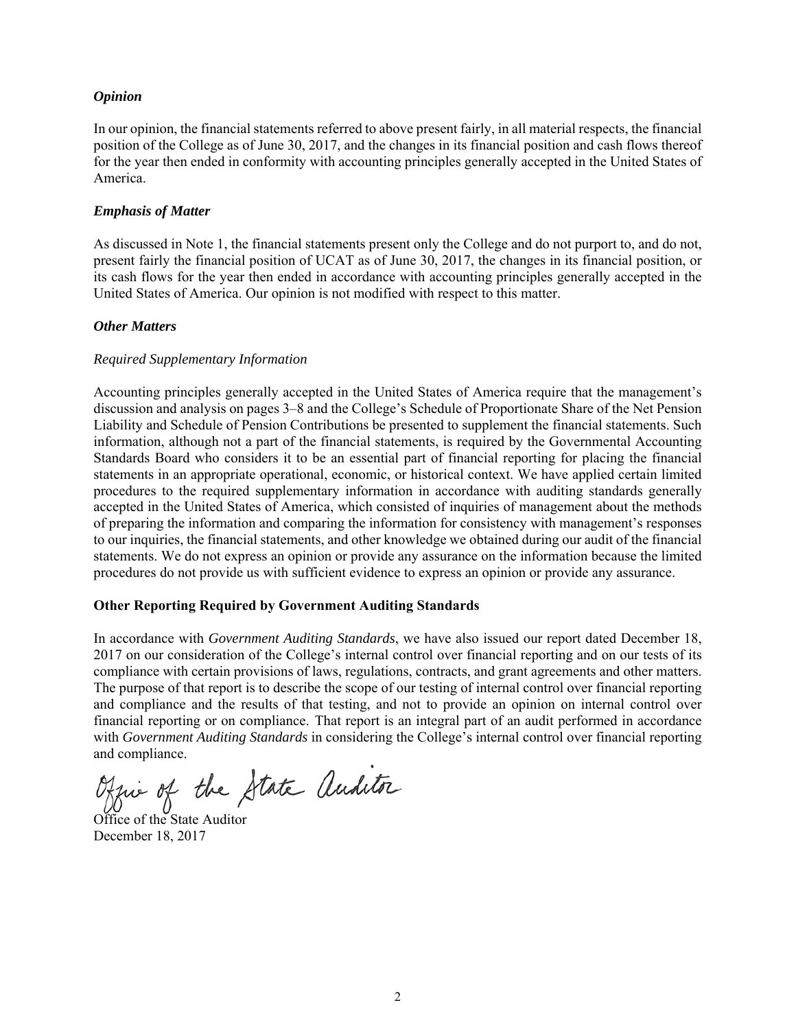***Opinion***

In our opinion, the financial statements referred to above present fairly, in all material respects, the financial position of the College as of June 30, 2017, and the changes in its financial position and cash flows thereof for the year then ended in conformity with accounting principles generally accepted in the United States of America.

***Emphasis of Matter***

As discussed in Note 1, the financial statements present only the College and do not purport to, and do not, present fairly the financial position of UCAT as of June 30, 2017, the changes in its financial position, or its cash flows for the year then ended in accordance with accounting principles generally accepted in the United States of America. Our opinion is not modified with respect to this matter.

***Other Matters***

*Required Supplementary Information*

Accounting principles generally accepted in the United States of America require that the management's discussion and analysis on pages 3–8 and the College's Schedule of Proportionate Share of the Net Pension Liability and Schedule of Pension Contributions be presented to supplement the financial statements. Such information, although not a part of the financial statements, is required by the Governmental Accounting Standards Board who considers it to be an essential part of financial reporting for placing the financial statements in an appropriate operational, economic, or historical context. We have applied certain limited procedures to the required supplementary information in accordance with auditing standards generally accepted in the United States of America, which consisted of inquiries of management about the methods of preparing the information and comparing the information for consistency with management's responses to our inquiries, the financial statements, and other knowledge we obtained during our audit of the financial statements. We do not express an opinion or provide any assurance on the information because the limited procedures do not provide us with sufficient evidence to express an opinion or provide any assurance.

**Other Reporting Required by Government Auditing Standards**

In accordance with *Government Auditing Standards*, we have also issued our report dated December 18, 2017 on our consideration of the College's internal control over financial reporting and on our tests of its compliance with certain provisions of laws, regulations, contracts, and grant agreements and other matters. The purpose of that report is to describe the scope of our testing of internal control over financial reporting and compliance and the results of that testing, and not to provide an opinion on internal control over financial reporting or on compliance. That report is an integral part of an audit performed in accordance with *Government Auditing Standards* in considering the College's internal control over financial reporting and compliance.

*Office of the State Auditor*

Office of the State Auditor
December 18, 2017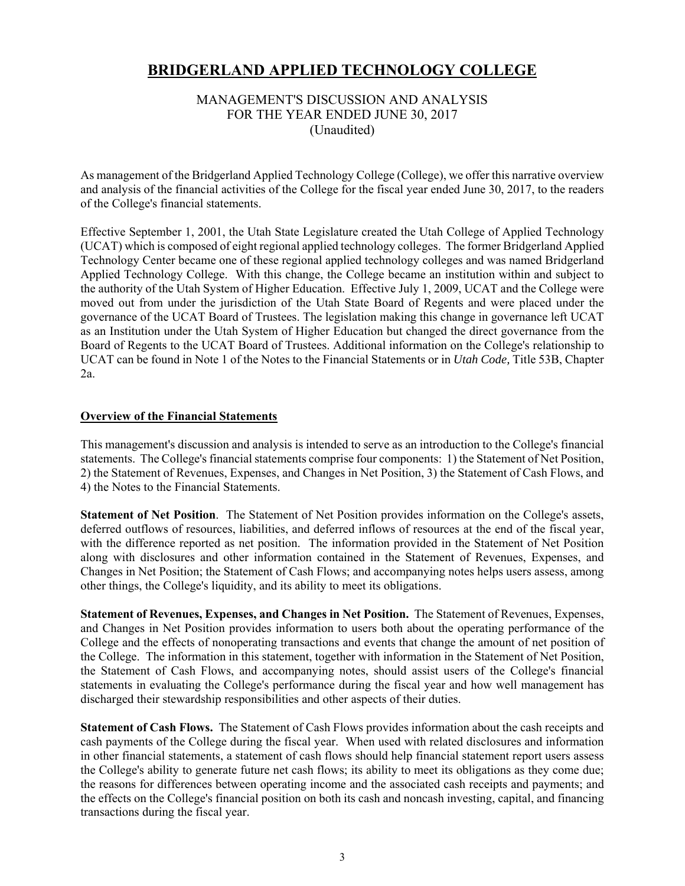# BRIDGERLAND APPLIED TECHNOLOGY COLLEGE

MANAGEMENT'S DISCUSSION AND ANALYSIS
FOR THE YEAR ENDED JUNE 30, 2017
(Unaudited)

As management of the Bridgerland Applied Technology College (College), we offer this narrative overview and analysis of the financial activities of the College for the fiscal year ended June 30, 2017, to the readers of the College's financial statements.

Effective September 1, 2001, the Utah State Legislature created the Utah College of Applied Technology (UCAT) which is composed of eight regional applied technology colleges. The former Bridgerland Applied Technology Center became one of these regional applied technology colleges and was named Bridgerland Applied Technology College. With this change, the College became an institution within and subject to the authority of the Utah System of Higher Education. Effective July 1, 2009, UCAT and the College were moved out from under the jurisdiction of the Utah State Board of Regents and were placed under the governance of the UCAT Board of Trustees. The legislation making this change in governance left UCAT as an Institution under the Utah System of Higher Education but changed the direct governance from the Board of Regents to the UCAT Board of Trustees. Additional information on the College's relationship to UCAT can be found in Note 1 of the Notes to the Financial Statements or in *Utah Code,* Title 53B, Chapter 2a.

## Overview of the Financial Statements

This management's discussion and analysis is intended to serve as an introduction to the College's financial statements. The College's financial statements comprise four components: 1) the Statement of Net Position, 2) the Statement of Revenues, Expenses, and Changes in Net Position, 3) the Statement of Cash Flows, and 4) the Notes to the Financial Statements.

**Statement of Net Position**. The Statement of Net Position provides information on the College's assets, deferred outflows of resources, liabilities, and deferred inflows of resources at the end of the fiscal year, with the difference reported as net position. The information provided in the Statement of Net Position along with disclosures and other information contained in the Statement of Revenues, Expenses, and Changes in Net Position; the Statement of Cash Flows; and accompanying notes helps users assess, among other things, the College's liquidity, and its ability to meet its obligations.

**Statement of Revenues, Expenses, and Changes in Net Position.** The Statement of Revenues, Expenses, and Changes in Net Position provides information to users both about the operating performance of the College and the effects of nonoperating transactions and events that change the amount of net position of the College. The information in this statement, together with information in the Statement of Net Position, the Statement of Cash Flows, and accompanying notes, should assist users of the College's financial statements in evaluating the College's performance during the fiscal year and how well management has discharged their stewardship responsibilities and other aspects of their duties.

**Statement of Cash Flows.** The Statement of Cash Flows provides information about the cash receipts and cash payments of the College during the fiscal year. When used with related disclosures and information in other financial statements, a statement of cash flows should help financial statement report users assess the College's ability to generate future net cash flows; its ability to meet its obligations as they come due; the reasons for differences between operating income and the associated cash receipts and payments; and the effects on the College's financial position on both its cash and noncash investing, capital, and financing transactions during the fiscal year.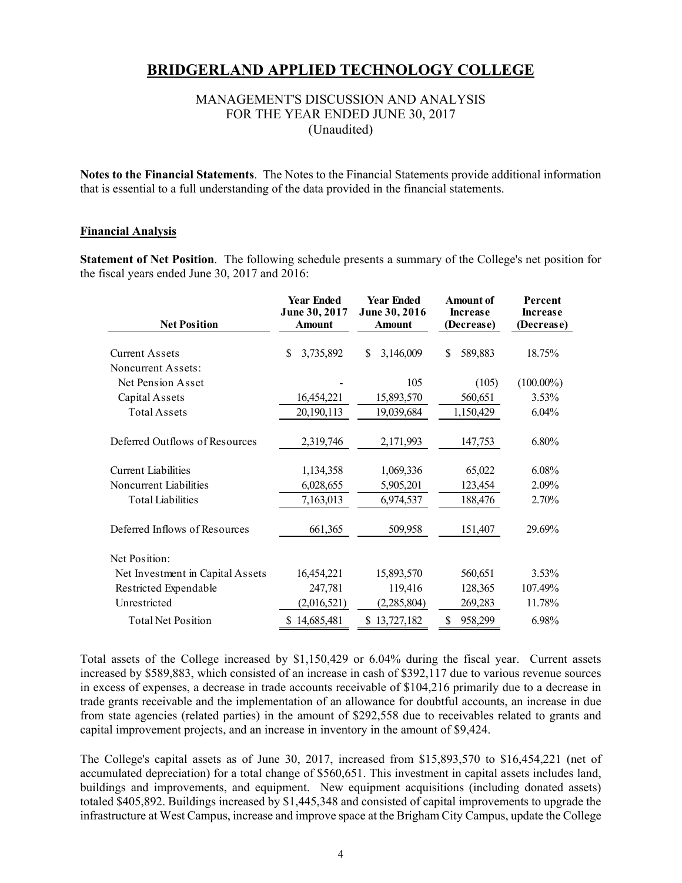# BRIDGERLAND APPLIED TECHNOLOGY COLLEGE

MANAGEMENT'S DISCUSSION AND ANALYSIS
FOR THE YEAR ENDED JUNE 30, 2017
(Unaudited)

**Notes to the Financial Statements**. The Notes to the Financial Statements provide additional information that is essential to a full understanding of the data provided in the financial statements.

## Financial Analysis

**Statement of Net Position**. The following schedule presents a summary of the College's net position for the fiscal years ended June 30, 2017 and 2016:

| Net Position | Year Ended June 30, 2017 Amount | Year Ended June 30, 2016 Amount | Amount of Increase (Decrease) | Percent Increase (Decrease) |
|---|---|---|---|---|
| Current Assets | $ 3,735,892 | $ 3,146,009 | $ 589,883 | 18.75% |
| Noncurrent Assets: | | | | |
| Net Pension Asset | - | 105 | (105) | (100.00%) |
| Capital Assets | 16,454,221 | 15,893,570 | 560,651 | 3.53% |
| Total Assets | 20,190,113 | 19,039,684 | 1,150,429 | 6.04% |
| Deferred Outflows of Resources | 2,319,746 | 2,171,993 | 147,753 | 6.80% |
| Current Liabilities | 1,134,358 | 1,069,336 | 65,022 | 6.08% |
| Noncurrent Liabilities | 6,028,655 | 5,905,201 | 123,454 | 2.09% |
| Total Liabilities | 7,163,013 | 6,974,537 | 188,476 | 2.70% |
| Deferred Inflows of Resources | 661,365 | 509,958 | 151,407 | 29.69% |
| Net Position: | | | | |
| Net Investment in Capital Assets | 16,454,221 | 15,893,570 | 560,651 | 3.53% |
| Restricted Expendable | 247,781 | 119,416 | 128,365 | 107.49% |
| Unrestricted | (2,016,521) | (2,285,804) | 269,283 | 11.78% |
| Total Net Position | $ 14,685,481 | $ 13,727,182 | $ 958,299 | 6.98% |

Total assets of the College increased by $1,150,429 or 6.04% during the fiscal year. Current assets increased by $589,883, which consisted of an increase in cash of $392,117 due to various revenue sources in excess of expenses, a decrease in trade accounts receivable of $104,216 primarily due to a decrease in trade grants receivable and the implementation of an allowance for doubtful accounts, an increase in due from state agencies (related parties) in the amount of $292,558 due to receivables related to grants and capital improvement projects, and an increase in inventory in the amount of $9,424.

The College's capital assets as of June 30, 2017, increased from $15,893,570 to $16,454,221 (net of accumulated depreciation) for a total change of $560,651. This investment in capital assets includes land, buildings and improvements, and equipment. New equipment acquisitions (including donated assets) totaled $405,892. Buildings increased by $1,445,348 and consisted of capital improvements to upgrade the infrastructure at West Campus, increase and improve space at the Brigham City Campus, update the College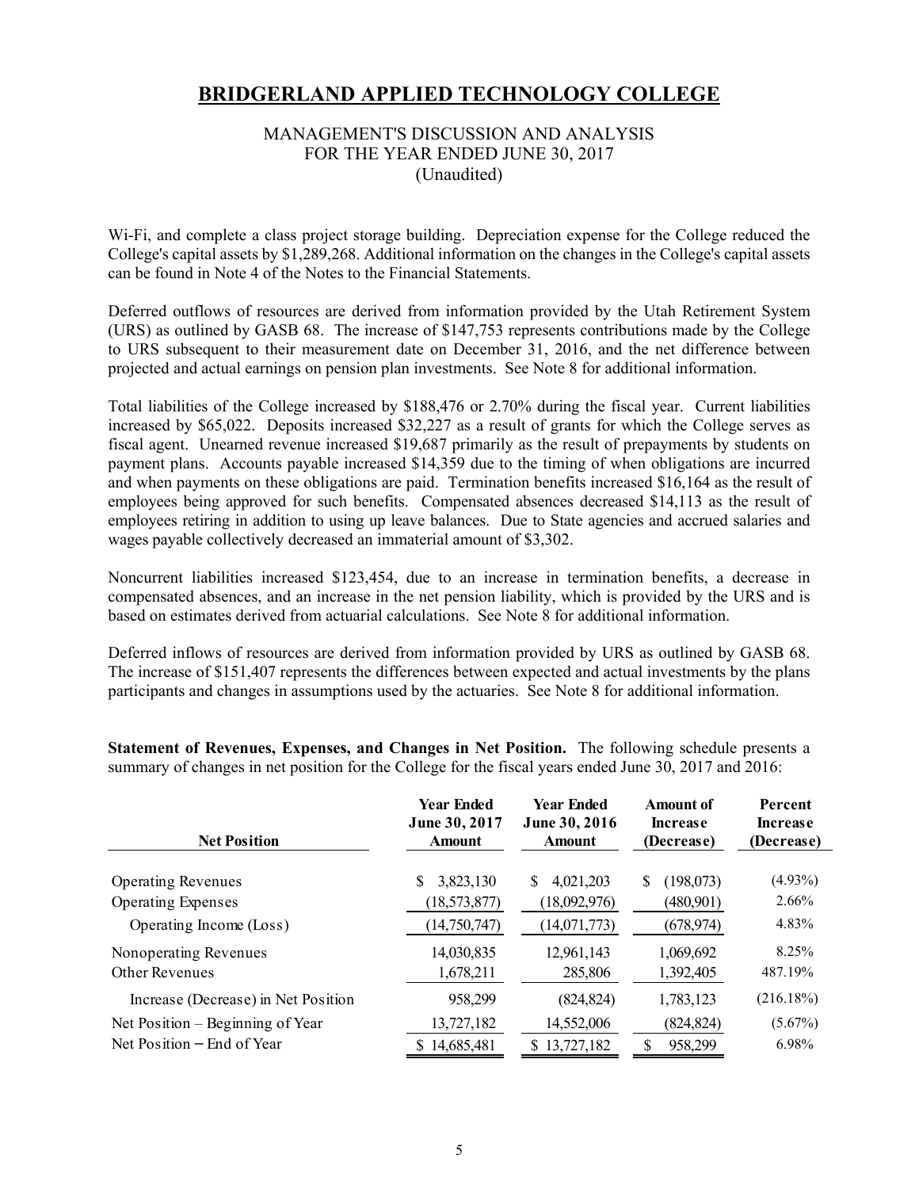# BRIDGERLAND APPLIED TECHNOLOGY COLLEGE

MANAGEMENT'S DISCUSSION AND ANALYSIS
FOR THE YEAR ENDED JUNE 30, 2017
(Unaudited)

Wi-Fi, and complete a class project storage building. Depreciation expense for the College reduced the College's capital assets by $1,289,268. Additional information on the changes in the College's capital assets can be found in Note 4 of the Notes to the Financial Statements.

Deferred outflows of resources are derived from information provided by the Utah Retirement System (URS) as outlined by GASB 68. The increase of $147,753 represents contributions made by the College to URS subsequent to their measurement date on December 31, 2016, and the net difference between projected and actual earnings on pension plan investments. See Note 8 for additional information.

Total liabilities of the College increased by $188,476 or 2.70% during the fiscal year. Current liabilities increased by $65,022. Deposits increased $32,227 as a result of grants for which the College serves as fiscal agent. Unearned revenue increased $19,687 primarily as the result of prepayments by students on payment plans. Accounts payable increased $14,359 due to the timing of when obligations are incurred and when payments on these obligations are paid. Termination benefits increased $16,164 as the result of employees being approved for such benefits. Compensated absences decreased $14,113 as the result of employees retiring in addition to using up leave balances. Due to State agencies and accrued salaries and wages payable collectively decreased an immaterial amount of $3,302.

Noncurrent liabilities increased $123,454, due to an increase in termination benefits, a decrease in compensated absences, and an increase in the net pension liability, which is provided by the URS and is based on estimates derived from actuarial calculations. See Note 8 for additional information.

Deferred inflows of resources are derived from information provided by URS as outlined by GASB 68. The increase of $151,407 represents the differences between expected and actual investments by the plans participants and changes in assumptions used by the actuaries. See Note 8 for additional information.

**Statement of Revenues, Expenses, and Changes in Net Position.** The following schedule presents a summary of changes in net position for the College for the fiscal years ended June 30, 2017 and 2016:

| Net Position | Year Ended June 30, 2017 Amount | Year Ended June 30, 2016 Amount | Amount of Increase (Decrease) | Percent Increase (Decrease) |
|---|---|---|---|---|
| Operating Revenues | $ 3,823,130 | $ 4,021,203 | $ (198,073) | (4.93%) |
| Operating Expenses | (18,573,877) | (18,092,976) | (480,901) | 2.66% |
| Operating Income (Loss) | (14,750,747) | (14,071,773) | (678,974) | 4.83% |
| Nonoperating Revenues | 14,030,835 | 12,961,143 | 1,069,692 | 8.25% |
| Other Revenues | 1,678,211 | 285,806 | 1,392,405 | 487.19% |
| Increase (Decrease) in Net Position | 958,299 | (824,824) | 1,783,123 | (216.18%) |
| Net Position – Beginning of Year | 13,727,182 | 14,552,006 | (824,824) | (5.67%) |
| Net Position – End of Year | $ 14,685,481 | $ 13,727,182 | $ 958,299 | 6.98% |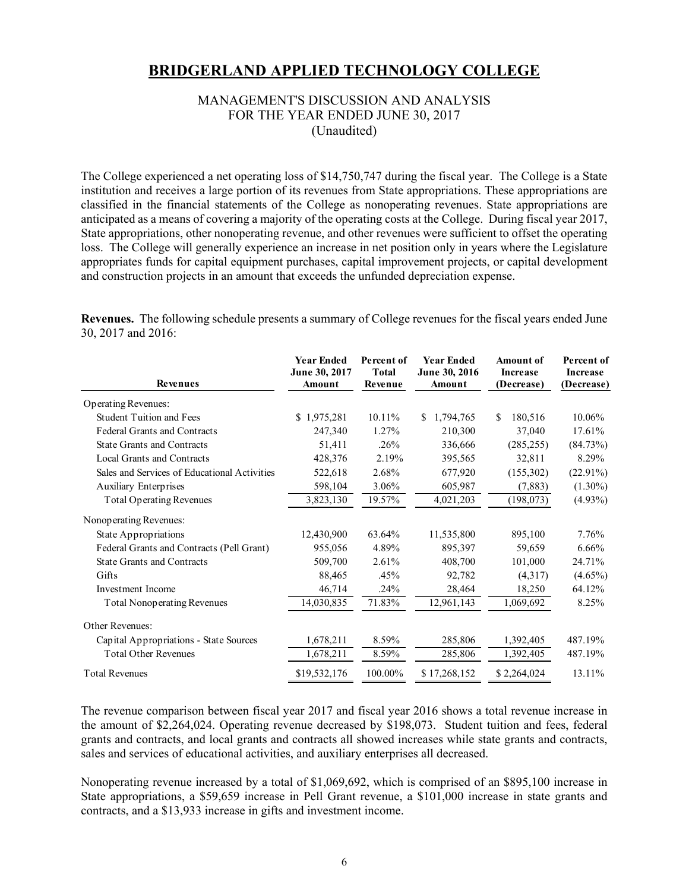# BRIDGERLAND APPLIED TECHNOLOGY COLLEGE

MANAGEMENT'S DISCUSSION AND ANALYSIS
FOR THE YEAR ENDED JUNE 30, 2017
(Unaudited)

The College experienced a net operating loss of $14,750,747 during the fiscal year. The College is a State institution and receives a large portion of its revenues from State appropriations. These appropriations are classified in the financial statements of the College as nonoperating revenues. State appropriations are anticipated as a means of covering a majority of the operating costs at the College. During fiscal year 2017, State appropriations, other nonoperating revenue, and other revenues were sufficient to offset the operating loss. The College will generally experience an increase in net position only in years where the Legislature appropriates funds for capital equipment purchases, capital improvement projects, or capital development and construction projects in an amount that exceeds the unfunded depreciation expense.

**Revenues.** The following schedule presents a summary of College revenues for the fiscal years ended June 30, 2017 and 2016:

| Revenues | Year Ended June 30, 2017 Amount | Percent of Total Revenue | Year Ended June 30, 2016 Amount | Amount of Increase (Decrease) | Percent of Increase (Decrease) |
|---|---|---|---|---|---|
| Operating Revenues: | | | | | |
| Student Tuition and Fees | $ 1,975,281 | 10.11% | $ 1,794,765 | $ 180,516 | 10.06% |
| Federal Grants and Contracts | 247,340 | 1.27% | 210,300 | 37,040 | 17.61% |
| State Grants and Contracts | 51,411 | .26% | 336,666 | (285,255) | (84.73%) |
| Local Grants and Contracts | 428,376 | 2.19% | 395,565 | 32,811 | 8.29% |
| Sales and Services of Educational Activities | 522,618 | 2.68% | 677,920 | (155,302) | (22.91%) |
| Auxiliary Enterprises | 598,104 | 3.06% | 605,987 | (7,883) | (1.30%) |
| Total Operating Revenues | 3,823,130 | 19.57% | 4,021,203 | (198,073) | (4.93%) |
| Nonoperating Revenues: | | | | | |
| State Appropriations | 12,430,900 | 63.64% | 11,535,800 | 895,100 | 7.76% |
| Federal Grants and Contracts (Pell Grant) | 955,056 | 4.89% | 895,397 | 59,659 | 6.66% |
| State Grants and Contracts | 509,700 | 2.61% | 408,700 | 101,000 | 24.71% |
| Gifts | 88,465 | .45% | 92,782 | (4,317) | (4.65%) |
| Investment Income | 46,714 | .24% | 28,464 | 18,250 | 64.12% |
| Total Nonoperating Revenues | 14,030,835 | 71.83% | 12,961,143 | 1,069,692 | 8.25% |
| Other Revenues: | | | | | |
| Capital Appropriations - State Sources | 1,678,211 | 8.59% | 285,806 | 1,392,405 | 487.19% |
| Total Other Revenues | 1,678,211 | 8.59% | 285,806 | 1,392,405 | 487.19% |
| Total Revenues | $19,532,176 | 100.00% | $ 17,268,152 | $ 2,264,024 | 13.11% |

The revenue comparison between fiscal year 2017 and fiscal year 2016 shows a total revenue increase in the amount of $2,264,024. Operating revenue decreased by $198,073. Student tuition and fees, federal grants and contracts, and local grants and contracts all showed increases while state grants and contracts, sales and services of educational activities, and auxiliary enterprises all decreased.

Nonoperating revenue increased by a total of $1,069,692, which is comprised of an $895,100 increase in State appropriations, a $59,659 increase in Pell Grant revenue, a $101,000 increase in state grants and contracts, and a $13,933 increase in gifts and investment income.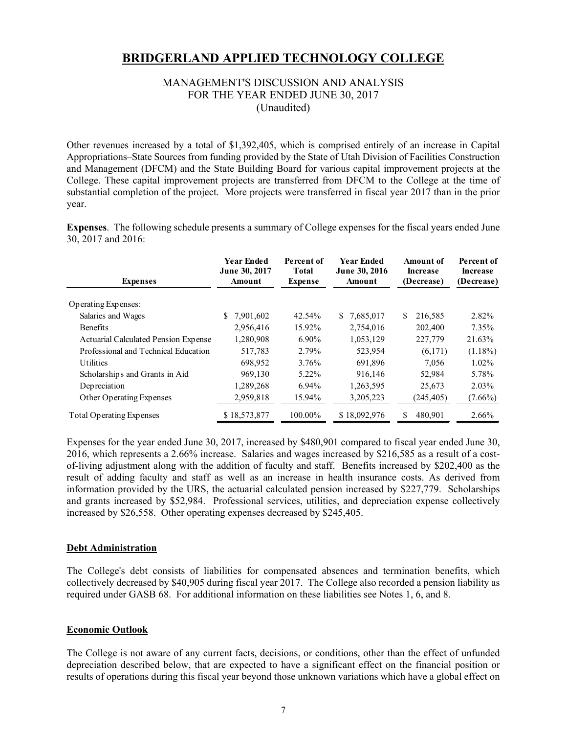# BRIDGERLAND APPLIED TECHNOLOGY COLLEGE

MANAGEMENT'S DISCUSSION AND ANALYSIS
FOR THE YEAR ENDED JUNE 30, 2017
(Unaudited)

Other revenues increased by a total of $1,392,405, which is comprised entirely of an increase in Capital Appropriations–State Sources from funding provided by the State of Utah Division of Facilities Construction and Management (DFCM) and the State Building Board for various capital improvement projects at the College. These capital improvement projects are transferred from DFCM to the College at the time of substantial completion of the project. More projects were transferred in fiscal year 2017 than in the prior year.

**Expenses**. The following schedule presents a summary of College expenses for the fiscal years ended June 30, 2017 and 2016:

| Expenses | Year Ended June 30, 2017 Amount | Percent of Total Expense | Year Ended June 30, 2016 Amount | Amount of Increase (Decrease) | Percent of Increase (Decrease) |
|---|---|---|---|---|---|
| Operating Expenses: | | | | | |
| Salaries and Wages | $ 7,901,602 | 42.54% | $ 7,685,017 | $ 216,585 | 2.82% |
| Benefits | 2,956,416 | 15.92% | 2,754,016 | 202,400 | 7.35% |
| Actuarial Calculated Pension Expense | 1,280,908 | 6.90% | 1,053,129 | 227,779 | 21.63% |
| Professional and Technical Education | 517,783 | 2.79% | 523,954 | (6,171) | (1.18%) |
| Utilities | 698,952 | 3.76% | 691,896 | 7,056 | 1.02% |
| Scholarships and Grants in Aid | 969,130 | 5.22% | 916,146 | 52,984 | 5.78% |
| Depreciation | 1,289,268 | 6.94% | 1,263,595 | 25,673 | 2.03% |
| Other Operating Expenses | 2,959,818 | 15.94% | 3,205,223 | (245,405) | (7.66%) |
| Total Operating Expenses | $ 18,573,877 | 100.00% | $ 18,092,976 | $ 480,901 | 2.66% |

Expenses for the year ended June 30, 2017, increased by $480,901 compared to fiscal year ended June 30, 2016, which represents a 2.66% increase. Salaries and wages increased by $216,585 as a result of a cost-of-living adjustment along with the addition of faculty and staff. Benefits increased by $202,400 as the result of adding faculty and staff as well as an increase in health insurance costs. As derived from information provided by the URS, the actuarial calculated pension increased by $227,779. Scholarships and grants increased by $52,984. Professional services, utilities, and depreciation expense collectively increased by $26,558. Other operating expenses decreased by $245,405.

## Debt Administration

The College's debt consists of liabilities for compensated absences and termination benefits, which collectively decreased by $40,905 during fiscal year 2017. The College also recorded a pension liability as required under GASB 68. For additional information on these liabilities see Notes 1, 6, and 8.

## Economic Outlook

The College is not aware of any current facts, decisions, or conditions, other than the effect of unfunded depreciation described below, that are expected to have a significant effect on the financial position or results of operations during this fiscal year beyond those unknown variations which have a global effect on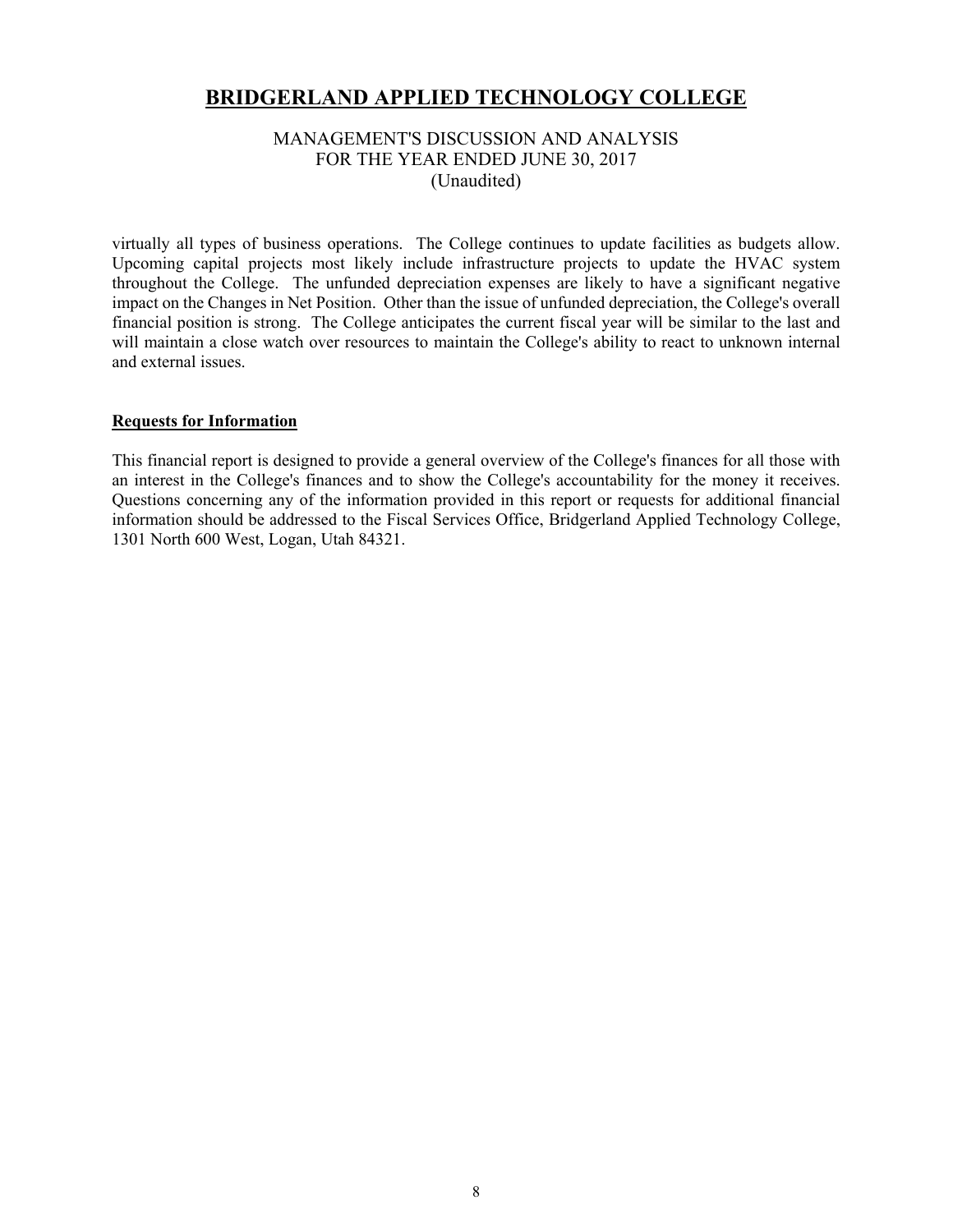virtually all types of business operations. The College continues to update facilities as budgets allow. Upcoming capital projects most likely include infrastructure projects to update the HVAC system throughout the College. The unfunded depreciation expenses are likely to have a significant negative impact on the Changes in Net Position. Other than the issue of unfunded depreciation, the College's overall financial position is strong. The College anticipates the current fiscal year will be similar to the last and will maintain a close watch over resources to maintain the College's ability to react to unknown internal and external issues.

**Requests for Information**

This financial report is designed to provide a general overview of the College's finances for all those with an interest in the College's finances and to show the College's accountability for the money it receives. Questions concerning any of the information provided in this report or requests for additional financial information should be addressed to the Fiscal Services Office, Bridgerland Applied Technology College, 1301 North 600 West, Logan, Utah 84321.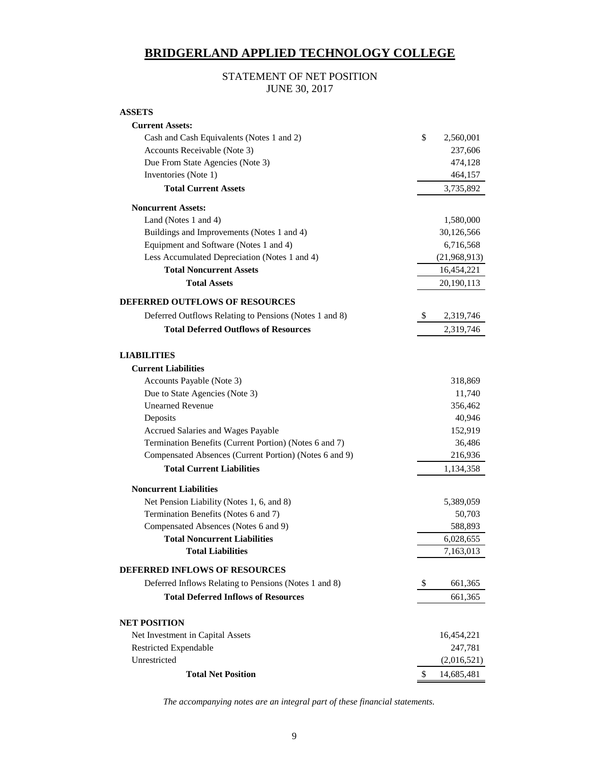# BRIDGERLAND APPLIED TECHNOLOGY COLLEGE

## STATEMENT OF NET POSITION
## JUNE 30, 2017

| | |
|---|---|
| **ASSETS** | |
| **Current Assets:** | |
| Cash and Cash Equivalents (Notes 1 and 2) | $ 2,560,001 |
| Accounts Receivable (Note 3) | 237,606 |
| Due From State Agencies (Note 3) | 474,128 |
| Inventories (Note 1) | 464,157 |
| **Total Current Assets** | 3,735,892 |
| **Noncurrent Assets:** | |
| Land (Notes 1 and 4) | 1,580,000 |
| Buildings and Improvements (Notes 1 and 4) | 30,126,566 |
| Equipment and Software (Notes 1 and 4) | 6,716,568 |
| Less Accumulated Depreciation (Notes 1 and 4) | (21,968,913) |
| **Total Noncurrent Assets** | 16,454,221 |
| **Total Assets** | 20,190,113 |
| **DEFERRED OUTFLOWS OF RESOURCES** | |
| Deferred Outflows Relating to Pensions (Notes 1 and 8) | $ 2,319,746 |
| **Total Deferred Outflows of Resources** | 2,319,746 |
| **LIABILITIES** | |
| **Current Liabilities** | |
| Accounts Payable (Note 3) | 318,869 |
| Due to State Agencies (Note 3) | 11,740 |
| Unearned Revenue | 356,462 |
| Deposits | 40,946 |
| Accrued Salaries and Wages Payable | 152,919 |
| Termination Benefits (Current Portion) (Notes 6 and 7) | 36,486 |
| Compensated Absences (Current Portion) (Notes 6 and 9) | 216,936 |
| **Total Current Liabilities** | 1,134,358 |
| **Noncurrent Liabilities** | |
| Net Pension Liability (Notes 1, 6, and 8) | 5,389,059 |
| Termination Benefits (Notes 6 and 7) | 50,703 |
| Compensated Absences (Notes 6 and 9) | 588,893 |
| **Total Noncurrent Liabilities** | 6,028,655 |
| **Total Liabilities** | 7,163,013 |
| **DEFERRED INFLOWS OF RESOURCES** | |
| Deferred Inflows Relating to Pensions (Notes 1 and 8) | $ 661,365 |
| **Total Deferred Inflows of Resources** | 661,365 |
| **NET POSITION** | |
| Net Investment in Capital Assets | 16,454,221 |
| Restricted Expendable | 247,781 |
| Unrestricted | (2,016,521) |
| **Total Net Position** | $ 14,685,481 |

*The accompanying notes are an integral part of these financial statements.*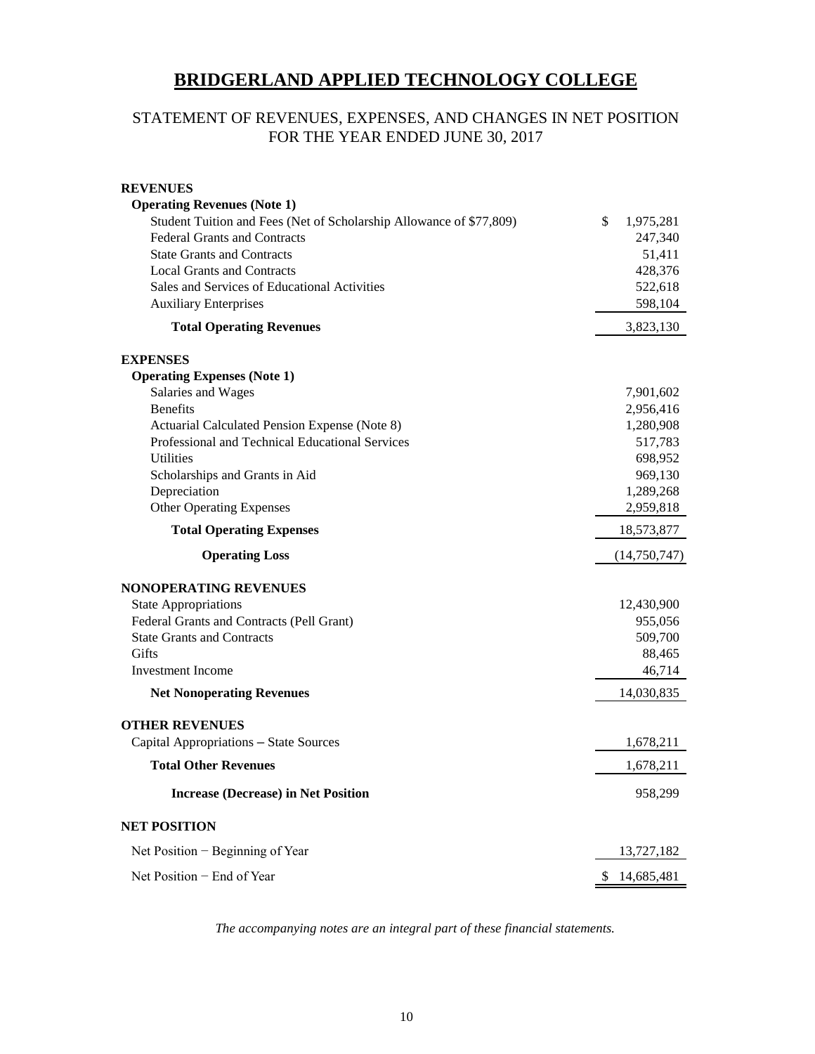# BRIDGERLAND APPLIED TECHNOLOGY COLLEGE

## STATEMENT OF REVENUES, EXPENSES, AND CHANGES IN NET POSITION
## FOR THE YEAR ENDED JUNE 30, 2017

| | |
|---|---|
| **REVENUES** | |
| **Operating Revenues (Note 1)** | |
| Student Tuition and Fees (Net of Scholarship Allowance of $77,809) | $ 1,975,281 |
| Federal Grants and Contracts | 247,340 |
| State Grants and Contracts | 51,411 |
| Local Grants and Contracts | 428,376 |
| Sales and Services of Educational Activities | 522,618 |
| Auxiliary Enterprises | 598,104 |
| **Total Operating Revenues** | 3,823,130 |
| **EXPENSES** | |
| **Operating Expenses (Note 1)** | |
| Salaries and Wages | 7,901,602 |
| Benefits | 2,956,416 |
| Actuarial Calculated Pension Expense (Note 8) | 1,280,908 |
| Professional and Technical Educational Services | 517,783 |
| Utilities | 698,952 |
| Scholarships and Grants in Aid | 969,130 |
| Depreciation | 1,289,268 |
| Other Operating Expenses | 2,959,818 |
| **Total Operating Expenses** | 18,573,877 |
| **Operating Loss** | (14,750,747) |
| **NONOPERATING REVENUES** | |
| State Appropriations | 12,430,900 |
| Federal Grants and Contracts (Pell Grant) | 955,056 |
| State Grants and Contracts | 509,700 |
| Gifts | 88,465 |
| Investment Income | 46,714 |
| **Net Nonoperating Revenues** | 14,030,835 |
| **OTHER REVENUES** | |
| Capital Appropriations – State Sources | 1,678,211 |
| **Total Other Revenues** | 1,678,211 |
| **Increase (Decrease) in Net Position** | 958,299 |
| **NET POSITION** | |
| Net Position − Beginning of Year | 13,727,182 |
| Net Position − End of Year | $ 14,685,481 |

*The accompanying notes are an integral part of these financial statements.*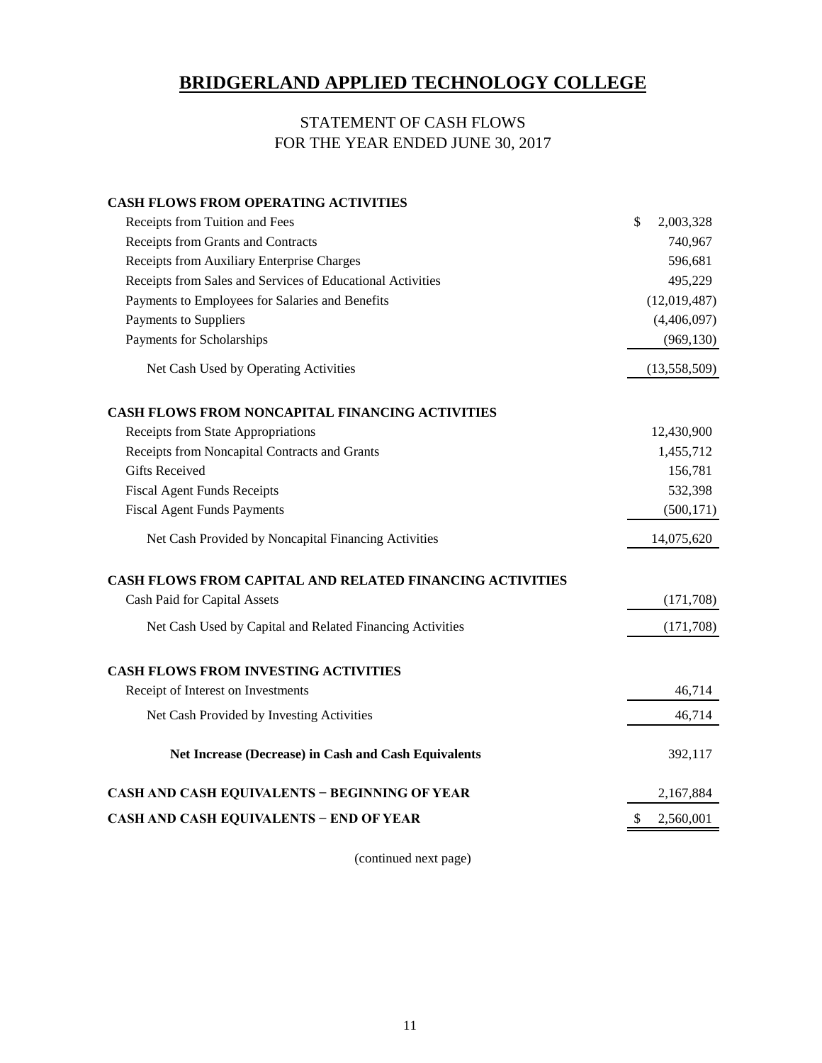# BRIDGERLAND APPLIED TECHNOLOGY COLLEGE

## STATEMENT OF CASH FLOWS
## FOR THE YEAR ENDED JUNE 30, 2017

| | |
|---|---|
| **CASH FLOWS FROM OPERATING ACTIVITIES** | |
| Receipts from Tuition and Fees | $ 2,003,328 |
| Receipts from Grants and Contracts | 740,967 |
| Receipts from Auxiliary Enterprise Charges | 596,681 |
| Receipts from Sales and Services of Educational Activities | 495,229 |
| Payments to Employees for Salaries and Benefits | (12,019,487) |
| Payments to Suppliers | (4,406,097) |
| Payments for Scholarships | (969,130) |
| Net Cash Used by Operating Activities | (13,558,509) |
| **CASH FLOWS FROM NONCAPITAL FINANCING ACTIVITIES** | |
| Receipts from State Appropriations | 12,430,900 |
| Receipts from Noncapital Contracts and Grants | 1,455,712 |
| Gifts Received | 156,781 |
| Fiscal Agent Funds Receipts | 532,398 |
| Fiscal Agent Funds Payments | (500,171) |
| Net Cash Provided by Noncapital Financing Activities | 14,075,620 |
| **CASH FLOWS FROM CAPITAL AND RELATED FINANCING ACTIVITIES** | |
| Cash Paid for Capital Assets | (171,708) |
| Net Cash Used by Capital and Related Financing Activities | (171,708) |
| **CASH FLOWS FROM INVESTING ACTIVITIES** | |
| Receipt of Interest on Investments | 46,714 |
| Net Cash Provided by Investing Activities | 46,714 |
| **Net Increase (Decrease) in Cash and Cash Equivalents** | 392,117 |
| **CASH AND CASH EQUIVALENTS − BEGINNING OF YEAR** | 2,167,884 |
| **CASH AND CASH EQUIVALENTS − END OF YEAR** | $ 2,560,001 |

(continued next page)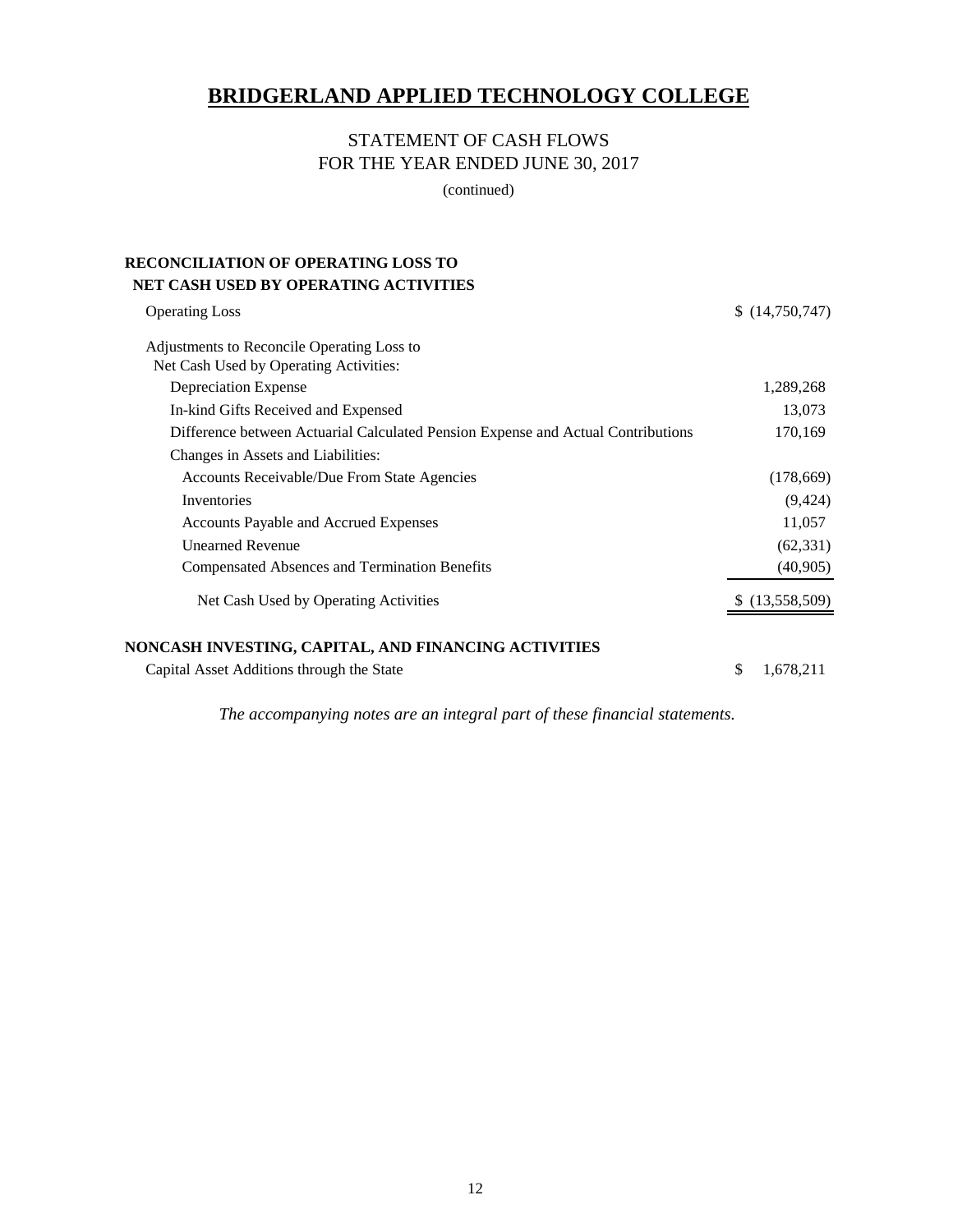# BRIDGERLAND APPLIED TECHNOLOGY COLLEGE

## STATEMENT OF CASH FLOWS
## FOR THE YEAR ENDED JUNE 30, 2017

(continued)

**RECONCILIATION OF OPERATING LOSS TO NET CASH USED BY OPERATING ACTIVITIES**

| | |
|---|---|
| Operating Loss | $ (14,750,747) |
| Adjustments to Reconcile Operating Loss to Net Cash Used by Operating Activities: | |
| Depreciation Expense | 1,289,268 |
| In-kind Gifts Received and Expensed | 13,073 |
| Difference between Actuarial Calculated Pension Expense and Actual Contributions | 170,169 |
| Changes in Assets and Liabilities: | |
| Accounts Receivable/Due From State Agencies | (178,669) |
| Inventories | (9,424) |
| Accounts Payable and Accrued Expenses | 11,057 |
| Unearned Revenue | (62,331) |
| Compensated Absences and Termination Benefits | (40,905) |
| Net Cash Used by Operating Activities | $ (13,558,509) |

**NONCASH INVESTING, CAPITAL, AND FINANCING ACTIVITIES**

| | |
|---|---|
| Capital Asset Additions through the State | $ 1,678,211 |

*The accompanying notes are an integral part of these financial statements.*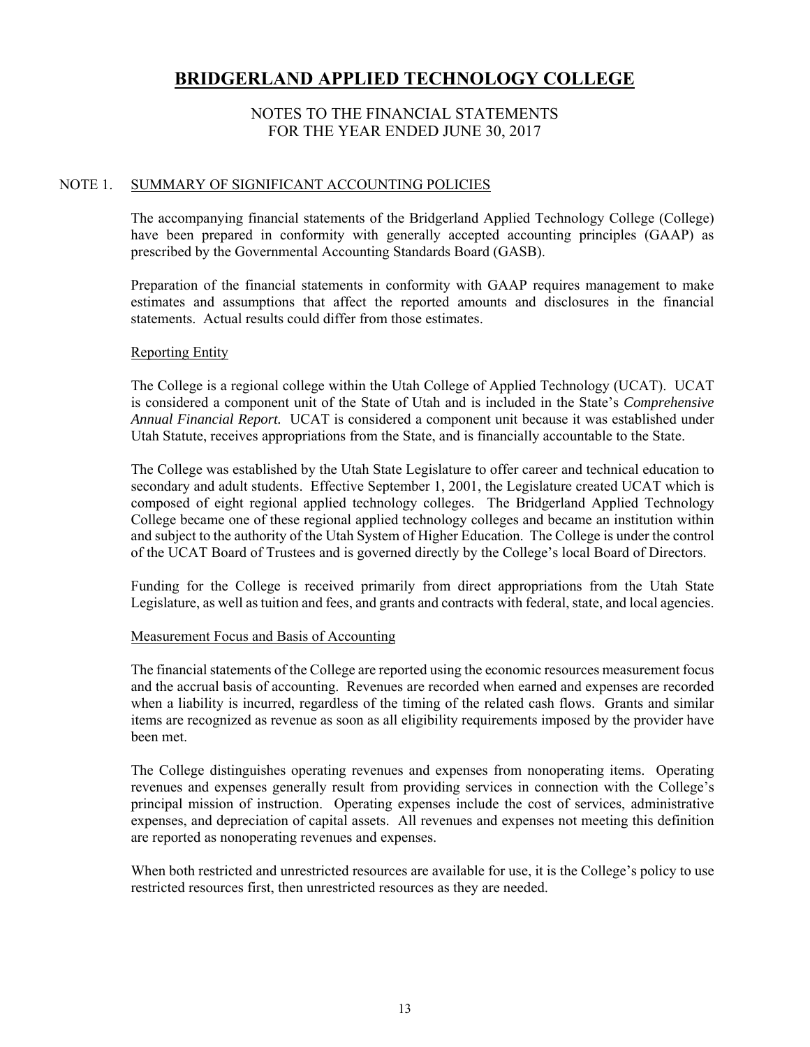# BRIDGERLAND APPLIED TECHNOLOGY COLLEGE

NOTES TO THE FINANCIAL STATEMENTS
FOR THE YEAR ENDED JUNE 30, 2017

## NOTE 1. SUMMARY OF SIGNIFICANT ACCOUNTING POLICIES

The accompanying financial statements of the Bridgerland Applied Technology College (College) have been prepared in conformity with generally accepted accounting principles (GAAP) as prescribed by the Governmental Accounting Standards Board (GASB).

Preparation of the financial statements in conformity with GAAP requires management to make estimates and assumptions that affect the reported amounts and disclosures in the financial statements. Actual results could differ from those estimates.

### Reporting Entity

The College is a regional college within the Utah College of Applied Technology (UCAT). UCAT is considered a component unit of the State of Utah and is included in the State's *Comprehensive Annual Financial Report.* UCAT is considered a component unit because it was established under Utah Statute, receives appropriations from the State, and is financially accountable to the State.

The College was established by the Utah State Legislature to offer career and technical education to secondary and adult students. Effective September 1, 2001, the Legislature created UCAT which is composed of eight regional applied technology colleges. The Bridgerland Applied Technology College became one of these regional applied technology colleges and became an institution within and subject to the authority of the Utah System of Higher Education. The College is under the control of the UCAT Board of Trustees and is governed directly by the College's local Board of Directors.

Funding for the College is received primarily from direct appropriations from the Utah State Legislature, as well as tuition and fees, and grants and contracts with federal, state, and local agencies.

### Measurement Focus and Basis of Accounting

The financial statements of the College are reported using the economic resources measurement focus and the accrual basis of accounting. Revenues are recorded when earned and expenses are recorded when a liability is incurred, regardless of the timing of the related cash flows. Grants and similar items are recognized as revenue as soon as all eligibility requirements imposed by the provider have been met.

The College distinguishes operating revenues and expenses from nonoperating items. Operating revenues and expenses generally result from providing services in connection with the College's principal mission of instruction. Operating expenses include the cost of services, administrative expenses, and depreciation of capital assets. All revenues and expenses not meeting this definition are reported as nonoperating revenues and expenses.

When both restricted and unrestricted resources are available for use, it is the College's policy to use restricted resources first, then unrestricted resources as they are needed.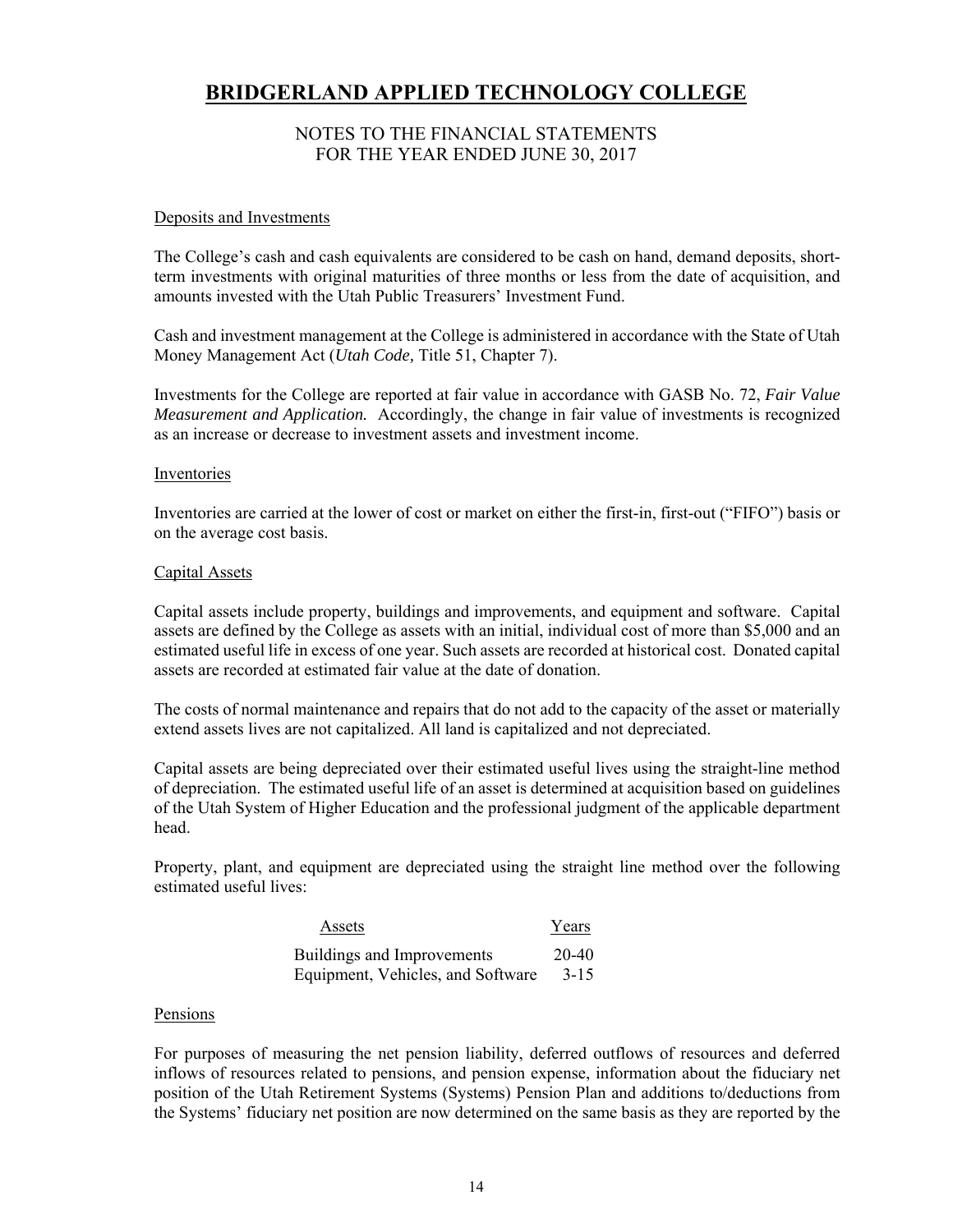# BRIDGERLAND APPLIED TECHNOLOGY COLLEGE

NOTES TO THE FINANCIAL STATEMENTS
FOR THE YEAR ENDED JUNE 30, 2017

Deposits and Investments

The College's cash and cash equivalents are considered to be cash on hand, demand deposits, short-term investments with original maturities of three months or less from the date of acquisition, and amounts invested with the Utah Public Treasurers' Investment Fund.

Cash and investment management at the College is administered in accordance with the State of Utah Money Management Act (*Utah Code,* Title 51, Chapter 7).

Investments for the College are reported at fair value in accordance with GASB No. 72, *Fair Value Measurement and Application.* Accordingly, the change in fair value of investments is recognized as an increase or decrease to investment assets and investment income.

Inventories

Inventories are carried at the lower of cost or market on either the first-in, first-out ("FIFO") basis or on the average cost basis.

Capital Assets

Capital assets include property, buildings and improvements, and equipment and software. Capital assets are defined by the College as assets with an initial, individual cost of more than $5,000 and an estimated useful life in excess of one year. Such assets are recorded at historical cost. Donated capital assets are recorded at estimated fair value at the date of donation.

The costs of normal maintenance and repairs that do not add to the capacity of the asset or materially extend assets lives are not capitalized. All land is capitalized and not depreciated.

Capital assets are being depreciated over their estimated useful lives using the straight-line method of depreciation. The estimated useful life of an asset is determined at acquisition based on guidelines of the Utah System of Higher Education and the professional judgment of the applicable department head.

Property, plant, and equipment are depreciated using the straight line method over the following estimated useful lives:

| Assets | Years |
|---|---|
| Buildings and Improvements | 20-40 |
| Equipment, Vehicles, and Software | 3-15 |

Pensions

For purposes of measuring the net pension liability, deferred outflows of resources and deferred inflows of resources related to pensions, and pension expense, information about the fiduciary net position of the Utah Retirement Systems (Systems) Pension Plan and additions to/deductions from the Systems' fiduciary net position are now determined on the same basis as they are reported by the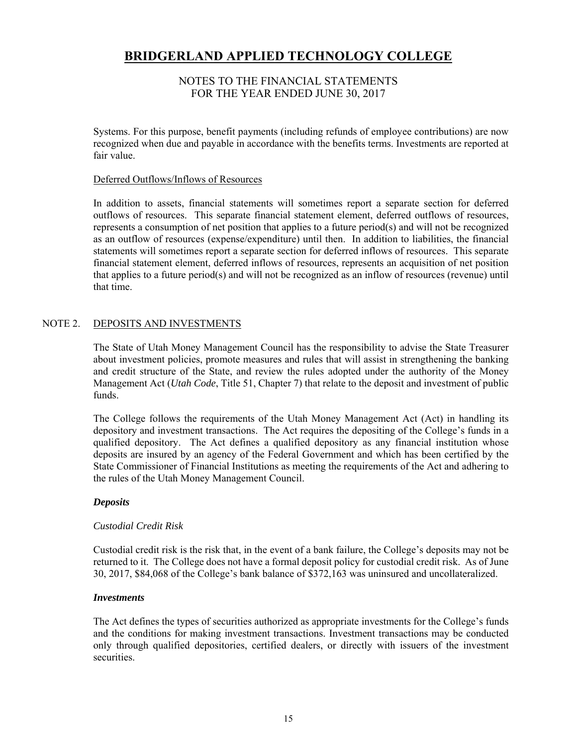Systems. For this purpose, benefit payments (including refunds of employee contributions) are now recognized when due and payable in accordance with the benefits terms. Investments are reported at fair value.

Deferred Outflows/Inflows of Resources

In addition to assets, financial statements will sometimes report a separate section for deferred outflows of resources. This separate financial statement element, deferred outflows of resources, represents a consumption of net position that applies to a future period(s) and will not be recognized as an outflow of resources (expense/expenditure) until then. In addition to liabilities, the financial statements will sometimes report a separate section for deferred inflows of resources. This separate financial statement element, deferred inflows of resources, represents an acquisition of net position that applies to a future period(s) and will not be recognized as an inflow of resources (revenue) until that time.

## NOTE 2. DEPOSITS AND INVESTMENTS

The State of Utah Money Management Council has the responsibility to advise the State Treasurer about investment policies, promote measures and rules that will assist in strengthening the banking and credit structure of the State, and review the rules adopted under the authority of the Money Management Act (*Utah Code*, Title 51, Chapter 7) that relate to the deposit and investment of public funds.

The College follows the requirements of the Utah Money Management Act (Act) in handling its depository and investment transactions. The Act requires the depositing of the College's funds in a qualified depository. The Act defines a qualified depository as any financial institution whose deposits are insured by an agency of the Federal Government and which has been certified by the State Commissioner of Financial Institutions as meeting the requirements of the Act and adhering to the rules of the Utah Money Management Council.

***Deposits***

*Custodial Credit Risk*

Custodial credit risk is the risk that, in the event of a bank failure, the College's deposits may not be returned to it. The College does not have a formal deposit policy for custodial credit risk. As of June 30, 2017, $84,068 of the College's bank balance of $372,163 was uninsured and uncollateralized.

***Investments***

The Act defines the types of securities authorized as appropriate investments for the College's funds and the conditions for making investment transactions. Investment transactions may be conducted only through qualified depositories, certified dealers, or directly with issuers of the investment securities.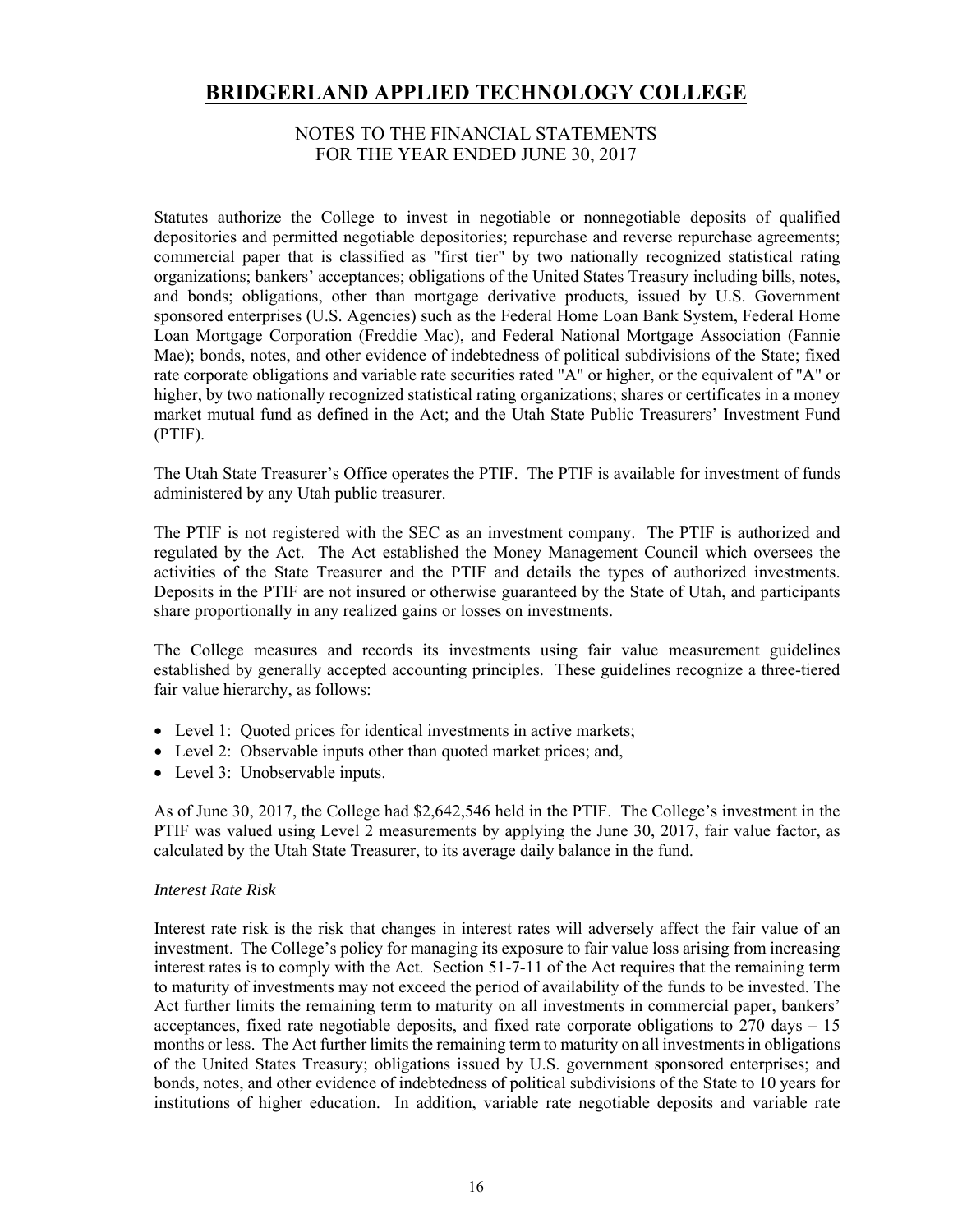Statutes authorize the College to invest in negotiable or nonnegotiable deposits of qualified depositories and permitted negotiable depositories; repurchase and reverse repurchase agreements; commercial paper that is classified as "first tier" by two nationally recognized statistical rating organizations; bankers' acceptances; obligations of the United States Treasury including bills, notes, and bonds; obligations, other than mortgage derivative products, issued by U.S. Government sponsored enterprises (U.S. Agencies) such as the Federal Home Loan Bank System, Federal Home Loan Mortgage Corporation (Freddie Mac), and Federal National Mortgage Association (Fannie Mae); bonds, notes, and other evidence of indebtedness of political subdivisions of the State; fixed rate corporate obligations and variable rate securities rated "A" or higher, or the equivalent of "A" or higher, by two nationally recognized statistical rating organizations; shares or certificates in a money market mutual fund as defined in the Act; and the Utah State Public Treasurers' Investment Fund (PTIF).

The Utah State Treasurer's Office operates the PTIF. The PTIF is available for investment of funds administered by any Utah public treasurer.

The PTIF is not registered with the SEC as an investment company. The PTIF is authorized and regulated by the Act. The Act established the Money Management Council which oversees the activities of the State Treasurer and the PTIF and details the types of authorized investments. Deposits in the PTIF are not insured or otherwise guaranteed by the State of Utah, and participants share proportionally in any realized gains or losses on investments.

The College measures and records its investments using fair value measurement guidelines established by generally accepted accounting principles. These guidelines recognize a three-tiered fair value hierarchy, as follows:

- Level 1: Quoted prices for identical investments in active markets;
- Level 2: Observable inputs other than quoted market prices; and,
- Level 3: Unobservable inputs.

As of June 30, 2017, the College had $2,642,546 held in the PTIF. The College's investment in the PTIF was valued using Level 2 measurements by applying the June 30, 2017, fair value factor, as calculated by the Utah State Treasurer, to its average daily balance in the fund.

*Interest Rate Risk*

Interest rate risk is the risk that changes in interest rates will adversely affect the fair value of an investment. The College's policy for managing its exposure to fair value loss arising from increasing interest rates is to comply with the Act. Section 51-7-11 of the Act requires that the remaining term to maturity of investments may not exceed the period of availability of the funds to be invested. The Act further limits the remaining term to maturity on all investments in commercial paper, bankers' acceptances, fixed rate negotiable deposits, and fixed rate corporate obligations to 270 days – 15 months or less. The Act further limits the remaining term to maturity on all investments in obligations of the United States Treasury; obligations issued by U.S. government sponsored enterprises; and bonds, notes, and other evidence of indebtedness of political subdivisions of the State to 10 years for institutions of higher education. In addition, variable rate negotiable deposits and variable rate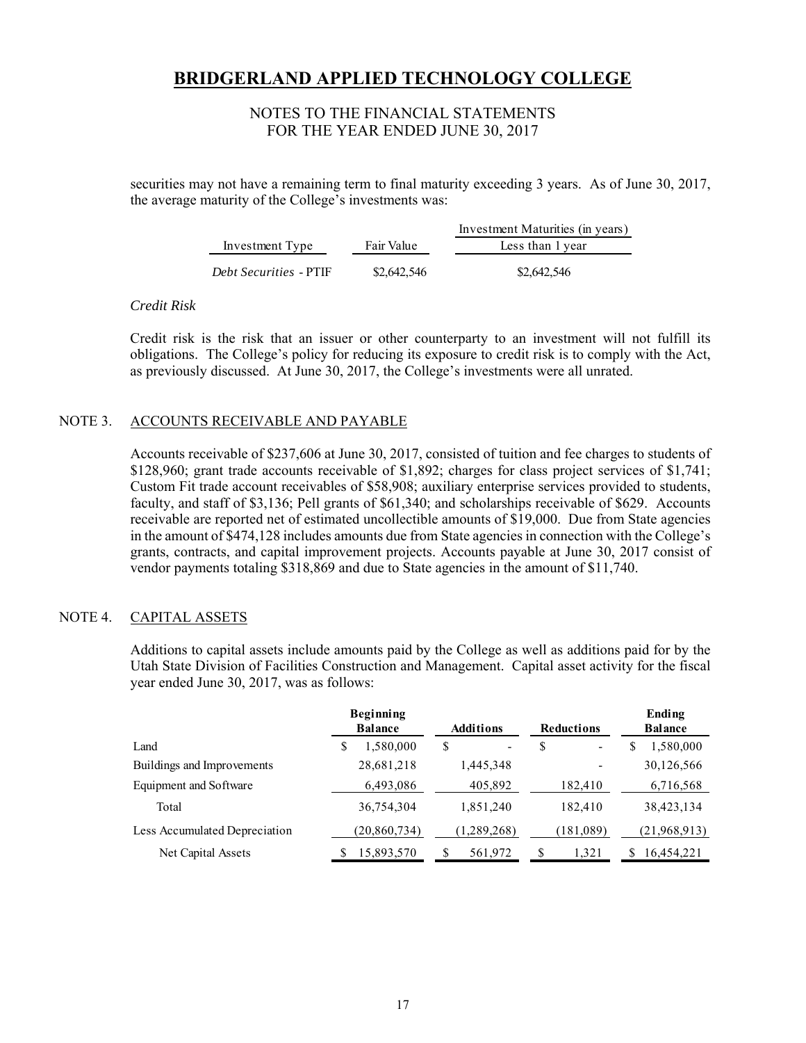securities may not have a remaining term to final maturity exceeding 3 years. As of June 30, 2017, the average maturity of the College's investments was:

| Investment Type | Fair Value | Investment Maturities (in years) |
|---|---|---|
| | | Less than 1 year |
| *Debt Securities* - PTIF | $2,642,546 | $2,642,546 |

*Credit Risk*

Credit risk is the risk that an issuer or other counterparty to an investment will not fulfill its obligations. The College's policy for reducing its exposure to credit risk is to comply with the Act, as previously discussed. At June 30, 2017, the College's investments were all unrated.

NOTE 3. ACCOUNTS RECEIVABLE AND PAYABLE

Accounts receivable of $237,606 at June 30, 2017, consisted of tuition and fee charges to students of $128,960; grant trade accounts receivable of $1,892; charges for class project services of $1,741; Custom Fit trade account receivables of $58,908; auxiliary enterprise services provided to students, faculty, and staff of $3,136; Pell grants of $61,340; and scholarships receivable of $629. Accounts receivable are reported net of estimated uncollectible amounts of $19,000. Due from State agencies in the amount of $474,128 includes amounts due from State agencies in connection with the College's grants, contracts, and capital improvement projects. Accounts payable at June 30, 2017 consist of vendor payments totaling $318,869 and due to State agencies in the amount of $11,740.

NOTE 4. CAPITAL ASSETS

Additions to capital assets include amounts paid by the College as well as additions paid for by the Utah State Division of Facilities Construction and Management. Capital asset activity for the fiscal year ended June 30, 2017, was as follows:

| | Beginning Balance | Additions | Reductions | Ending Balance |
|---|---|---|---|---|
| Land | $ 1,580,000 | $ - | $ - | $ 1,580,000 |
| Buildings and Improvements | 28,681,218 | 1,445,348 | - | 30,126,566 |
| Equipment and Software | 6,493,086 | 405,892 | 182,410 | 6,716,568 |
| Total | 36,754,304 | 1,851,240 | 182,410 | 38,423,134 |
| Less Accumulated Depreciation | (20,860,734) | (1,289,268) | (181,089) | (21,968,913) |
| Net Capital Assets | $ 15,893,570 | $ 561,972 | $ 1,321 | $ 16,454,221 |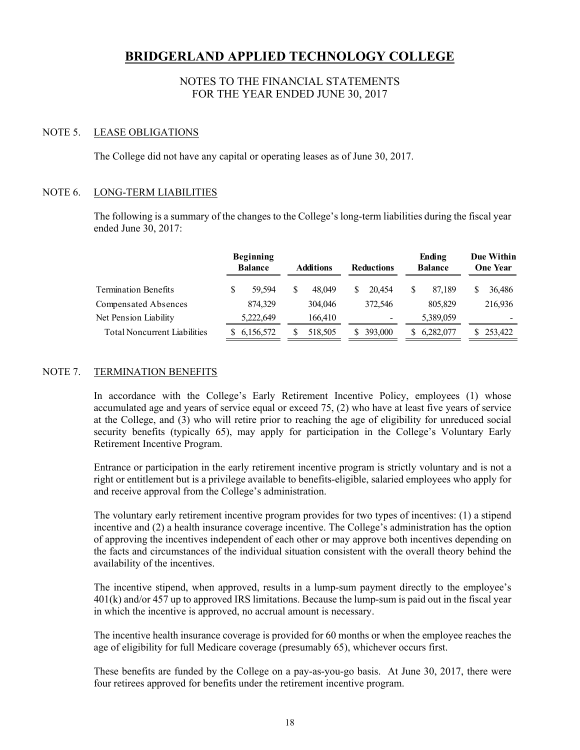# BRIDGERLAND APPLIED TECHNOLOGY COLLEGE

NOTES TO THE FINANCIAL STATEMENTS
FOR THE YEAR ENDED JUNE 30, 2017

## NOTE 5. LEASE OBLIGATIONS

The College did not have any capital or operating leases as of June 30, 2017.

## NOTE 6. LONG-TERM LIABILITIES

The following is a summary of the changes to the College's long-term liabilities during the fiscal year ended June 30, 2017:

| | Beginning Balance | Additions | Reductions | Ending Balance | Due Within One Year |
|---|---|---|---|---|---|
| Termination Benefits | $ 59,594 | $ 48,049 | $ 20,454 | $ 87,189 | $ 36,486 |
| Compensated Absences | 874,329 | 304,046 | 372,546 | 805,829 | 216,936 |
| Net Pension Liability | 5,222,649 | 166,410 | - | 5,389,059 | - |
| Total Noncurrent Liabilities | $ 6,156,572 | $ 518,505 | $ 393,000 | $ 6,282,077 | $ 253,422 |

## NOTE 7. TERMINATION BENEFITS

In accordance with the College's Early Retirement Incentive Policy, employees (1) whose accumulated age and years of service equal or exceed 75, (2) who have at least five years of service at the College, and (3) who will retire prior to reaching the age of eligibility for unreduced social security benefits (typically 65), may apply for participation in the College's Voluntary Early Retirement Incentive Program.

Entrance or participation in the early retirement incentive program is strictly voluntary and is not a right or entitlement but is a privilege available to benefits-eligible, salaried employees who apply for and receive approval from the College's administration.

The voluntary early retirement incentive program provides for two types of incentives: (1) a stipend incentive and (2) a health insurance coverage incentive. The College's administration has the option of approving the incentives independent of each other or may approve both incentives depending on the facts and circumstances of the individual situation consistent with the overall theory behind the availability of the incentives.

The incentive stipend, when approved, results in a lump-sum payment directly to the employee's 401(k) and/or 457 up to approved IRS limitations. Because the lump-sum is paid out in the fiscal year in which the incentive is approved, no accrual amount is necessary.

The incentive health insurance coverage is provided for 60 months or when the employee reaches the age of eligibility for full Medicare coverage (presumably 65), whichever occurs first.

These benefits are funded by the College on a pay-as-you-go basis. At June 30, 2017, there were four retirees approved for benefits under the retirement incentive program.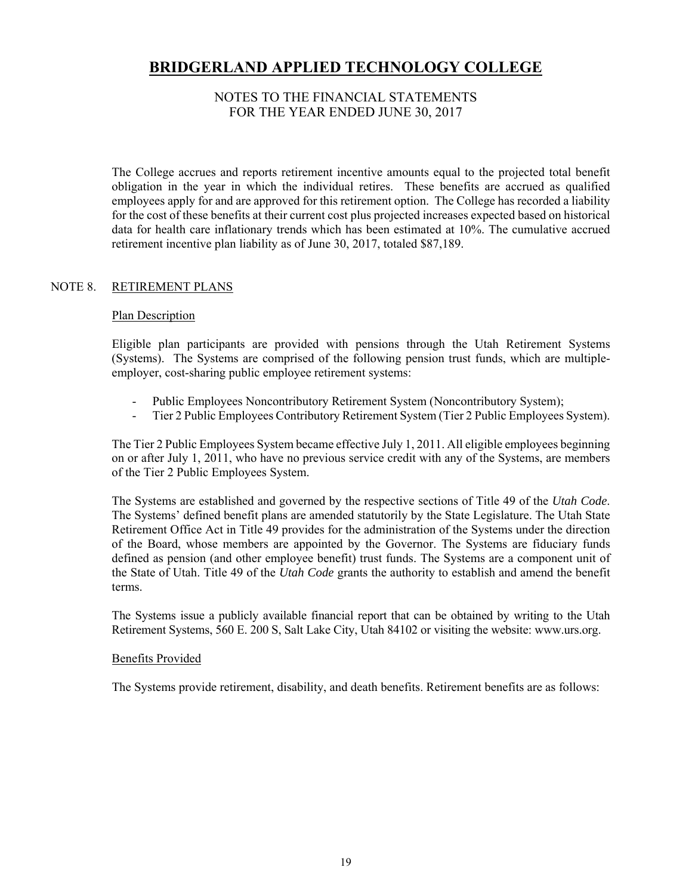The College accrues and reports retirement incentive amounts equal to the projected total benefit obligation in the year in which the individual retires. These benefits are accrued as qualified employees apply for and are approved for this retirement option. The College has recorded a liability for the cost of these benefits at their current cost plus projected increases expected based on historical data for health care inflationary trends which has been estimated at 10%. The cumulative accrued retirement incentive plan liability as of June 30, 2017, totaled $87,189.

## NOTE 8. RETIREMENT PLANS

### Plan Description

Eligible plan participants are provided with pensions through the Utah Retirement Systems (Systems). The Systems are comprised of the following pension trust funds, which are multiple-employer, cost-sharing public employee retirement systems:

- Public Employees Noncontributory Retirement System (Noncontributory System);
- Tier 2 Public Employees Contributory Retirement System (Tier 2 Public Employees System).

The Tier 2 Public Employees System became effective July 1, 2011. All eligible employees beginning on or after July 1, 2011, who have no previous service credit with any of the Systems, are members of the Tier 2 Public Employees System.

The Systems are established and governed by the respective sections of Title 49 of the *Utah Code*. The Systems' defined benefit plans are amended statutorily by the State Legislature. The Utah State Retirement Office Act in Title 49 provides for the administration of the Systems under the direction of the Board, whose members are appointed by the Governor. The Systems are fiduciary funds defined as pension (and other employee benefit) trust funds. The Systems are a component unit of the State of Utah. Title 49 of the *Utah Code* grants the authority to establish and amend the benefit terms.

The Systems issue a publicly available financial report that can be obtained by writing to the Utah Retirement Systems, 560 E. 200 S, Salt Lake City, Utah 84102 or visiting the website: www.urs.org.

### Benefits Provided

The Systems provide retirement, disability, and death benefits. Retirement benefits are as follows: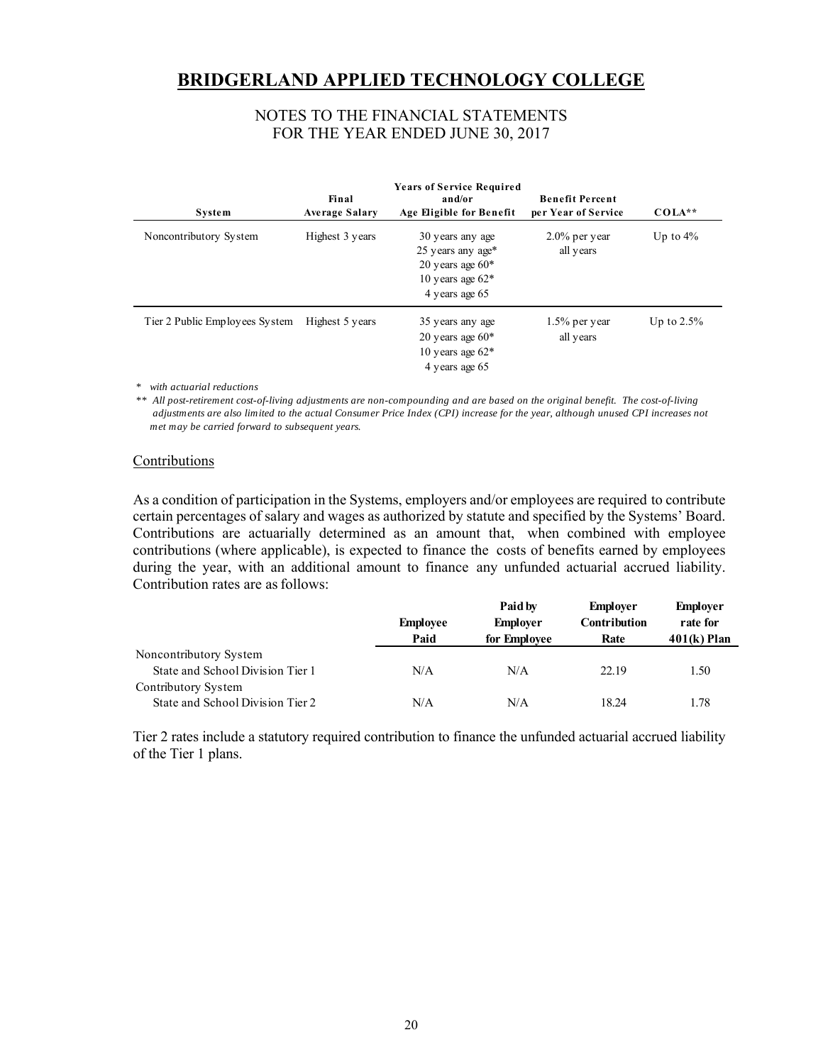# BRIDGERLAND APPLIED TECHNOLOGY COLLEGE

NOTES TO THE FINANCIAL STATEMENTS
FOR THE YEAR ENDED JUNE 30, 2017

| System | Final Average Salary | Years of Service Required and/or Age Eligible for Benefit | Benefit Percent per Year of Service | COLA** |
|---|---|---|---|---|
| Noncontributory System | Highest 3 years | 30 years any age<br>25 years any age*<br>20 years age 60*<br>10 years age 62*<br>4 years age 65 | 2.0% per year all years | Up to 4% |
| Tier 2 Public Employees System | Highest 5 years | 35 years any age<br>20 years age 60*<br>10 years age 62*<br>4 years age 65 | 1.5% per year all years | Up to 2.5% |

\* *with actuarial reductions*

\*\* *All post-retirement cost-of-living adjustments are non-compounding and are based on the original benefit. The cost-of-living adjustments are also limited to the actual Consumer Price Index (CPI) increase for the year, although unused CPI increases not met may be carried forward to subsequent years.*

## Contributions

As a condition of participation in the Systems, employers and/or employees are required to contribute certain percentages of salary and wages as authorized by statute and specified by the Systems' Board. Contributions are actuarially determined as an amount that, when combined with employee contributions (where applicable), is expected to finance the costs of benefits earned by employees during the year, with an additional amount to finance any unfunded actuarial accrued liability. Contribution rates are as follows:

| | Employee Paid | Paid by Employer for Employee | Employer Contribution Rate | Employer rate for 401(k) Plan |
|---|---|---|---|---|
| Noncontributory System | | | | |
| State and School Division Tier 1 | N/A | N/A | 22.19 | 1.50 |
| Contributory System | | | | |
| State and School Division Tier 2 | N/A | N/A | 18.24 | 1.78 |

Tier 2 rates include a statutory required contribution to finance the unfunded actuarial accrued liability of the Tier 1 plans.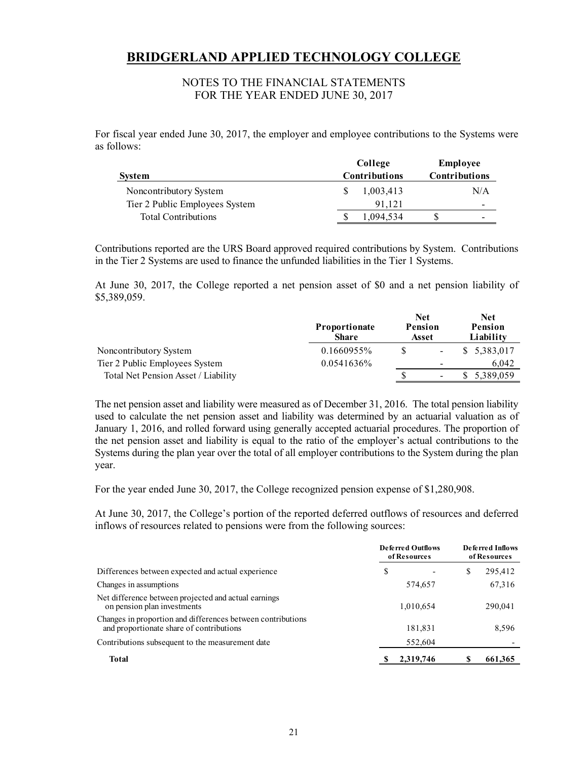# BRIDGERLAND APPLIED TECHNOLOGY COLLEGE

NOTES TO THE FINANCIAL STATEMENTS
FOR THE YEAR ENDED JUNE 30, 2017

For fiscal year ended June 30, 2017, the employer and employee contributions to the Systems were as follows:

| System | College Contributions | Employee Contributions |
|---|---|---|
| Noncontributory System | $ 1,003,413 | N/A |
| Tier 2 Public Employees System | 91,121 | - |
| Total Contributions | $ 1,094,534 | $ - |

Contributions reported are the URS Board approved required contributions by System. Contributions in the Tier 2 Systems are used to finance the unfunded liabilities in the Tier 1 Systems.

At June 30, 2017, the College reported a net pension asset of $0 and a net pension liability of $5,389,059.

| | Proportionate Share | Net Pension Asset | Net Pension Liability |
|---|---|---|---|
| Noncontributory System | 0.1660955% | $ - | $ 5,383,017 |
| Tier 2 Public Employees System | 0.0541636% | - | 6,042 |
| Total Net Pension Asset / Liability | | $ - | $ 5,389,059 |

The net pension asset and liability were measured as of December 31, 2016. The total pension liability used to calculate the net pension asset and liability was determined by an actuarial valuation as of January 1, 2016, and rolled forward using generally accepted actuarial procedures. The proportion of the net pension asset and liability is equal to the ratio of the employer's actual contributions to the Systems during the plan year over the total of all employer contributions to the System during the plan year.

For the year ended June 30, 2017, the College recognized pension expense of $1,280,908.

At June 30, 2017, the College's portion of the reported deferred outflows of resources and deferred inflows of resources related to pensions were from the following sources:

| | Deferred Outflows of Resources | Deferred Inflows of Resources |
|---|---|---|
| Differences between expected and actual experience | $ - | $ 295,412 |
| Changes in assumptions | 574,657 | 67,316 |
| Net difference between projected and actual earnings on pension plan investments | 1,010,654 | 290,041 |
| Changes in proportion and differences between contributions and proportionate share of contributions | 181,831 | 8,596 |
| Contributions subsequent to the measurement date | 552,604 | - |
| **Total** | **$ 2,319,746** | **$ 661,365** |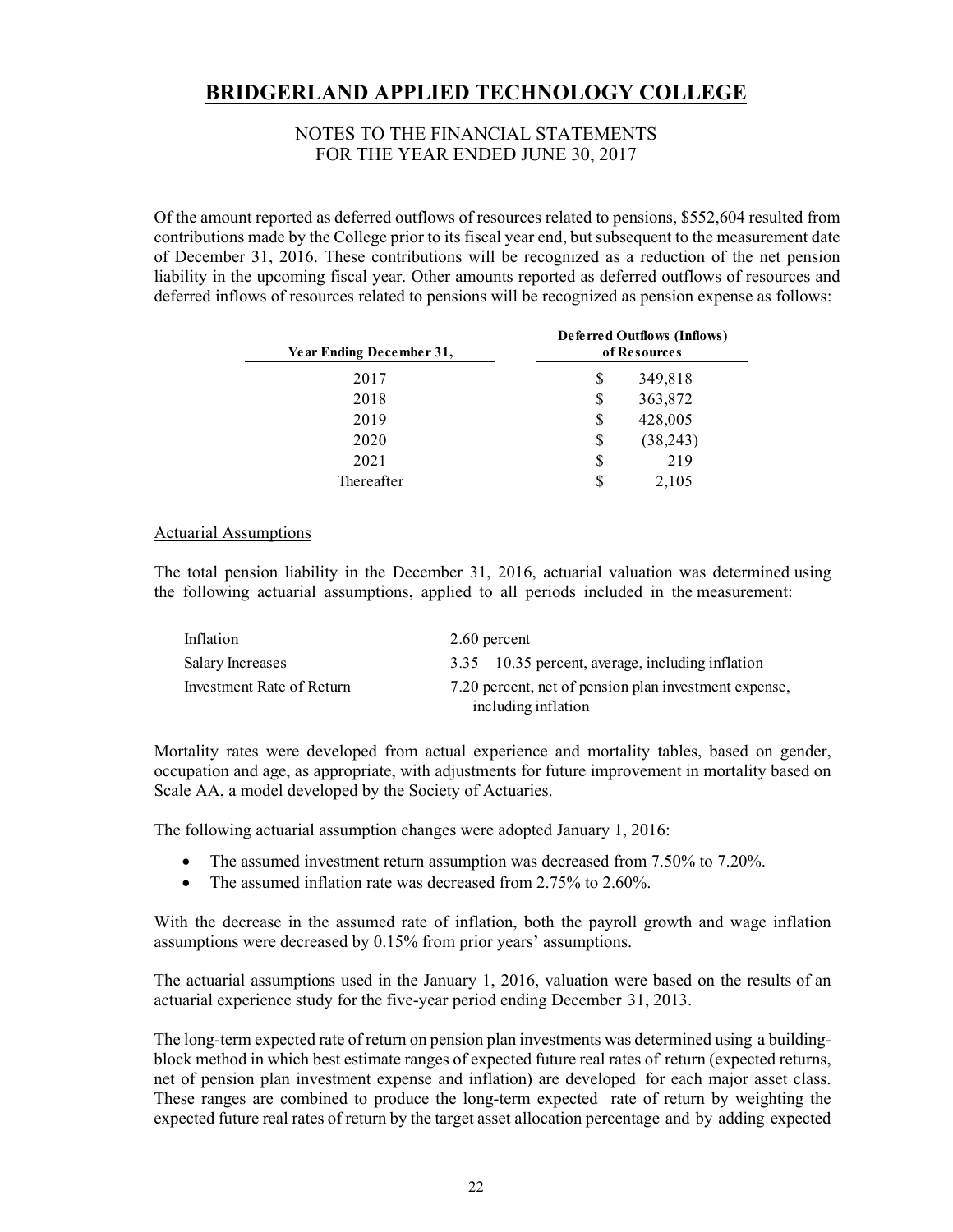Of the amount reported as deferred outflows of resources related to pensions, $552,604 resulted from contributions made by the College prior to its fiscal year end, but subsequent to the measurement date of December 31, 2016. These contributions will be recognized as a reduction of the net pension liability in the upcoming fiscal year. Other amounts reported as deferred outflows of resources and deferred inflows of resources related to pensions will be recognized as pension expense as follows:

| Year Ending December 31, | Deferred Outflows (Inflows) of Resources |
|---|---|
| 2017 | $ 349,818 |
| 2018 | $ 363,872 |
| 2019 | $ 428,005 |
| 2020 | $ (38,243) |
| 2021 | $ 219 |
| Thereafter | $ 2,105 |

Actuarial Assumptions

The total pension liability in the December 31, 2016, actuarial valuation was determined using the following actuarial assumptions, applied to all periods included in the measurement:

| | |
|---|---|
| Inflation | 2.60 percent |
| Salary Increases | 3.35 – 10.35 percent, average, including inflation |
| Investment Rate of Return | 7.20 percent, net of pension plan investment expense, including inflation |

Mortality rates were developed from actual experience and mortality tables, based on gender, occupation and age, as appropriate, with adjustments for future improvement in mortality based on Scale AA, a model developed by the Society of Actuaries.

The following actuarial assumption changes were adopted January 1, 2016:

- The assumed investment return assumption was decreased from 7.50% to 7.20%.
- The assumed inflation rate was decreased from 2.75% to 2.60%.

With the decrease in the assumed rate of inflation, both the payroll growth and wage inflation assumptions were decreased by 0.15% from prior years' assumptions.

The actuarial assumptions used in the January 1, 2016, valuation were based on the results of an actuarial experience study for the five-year period ending December 31, 2013.

The long-term expected rate of return on pension plan investments was determined using a building-block method in which best estimate ranges of expected future real rates of return (expected returns, net of pension plan investment expense and inflation) are developed for each major asset class. These ranges are combined to produce the long-term expected rate of return by weighting the expected future real rates of return by the target asset allocation percentage and by adding expected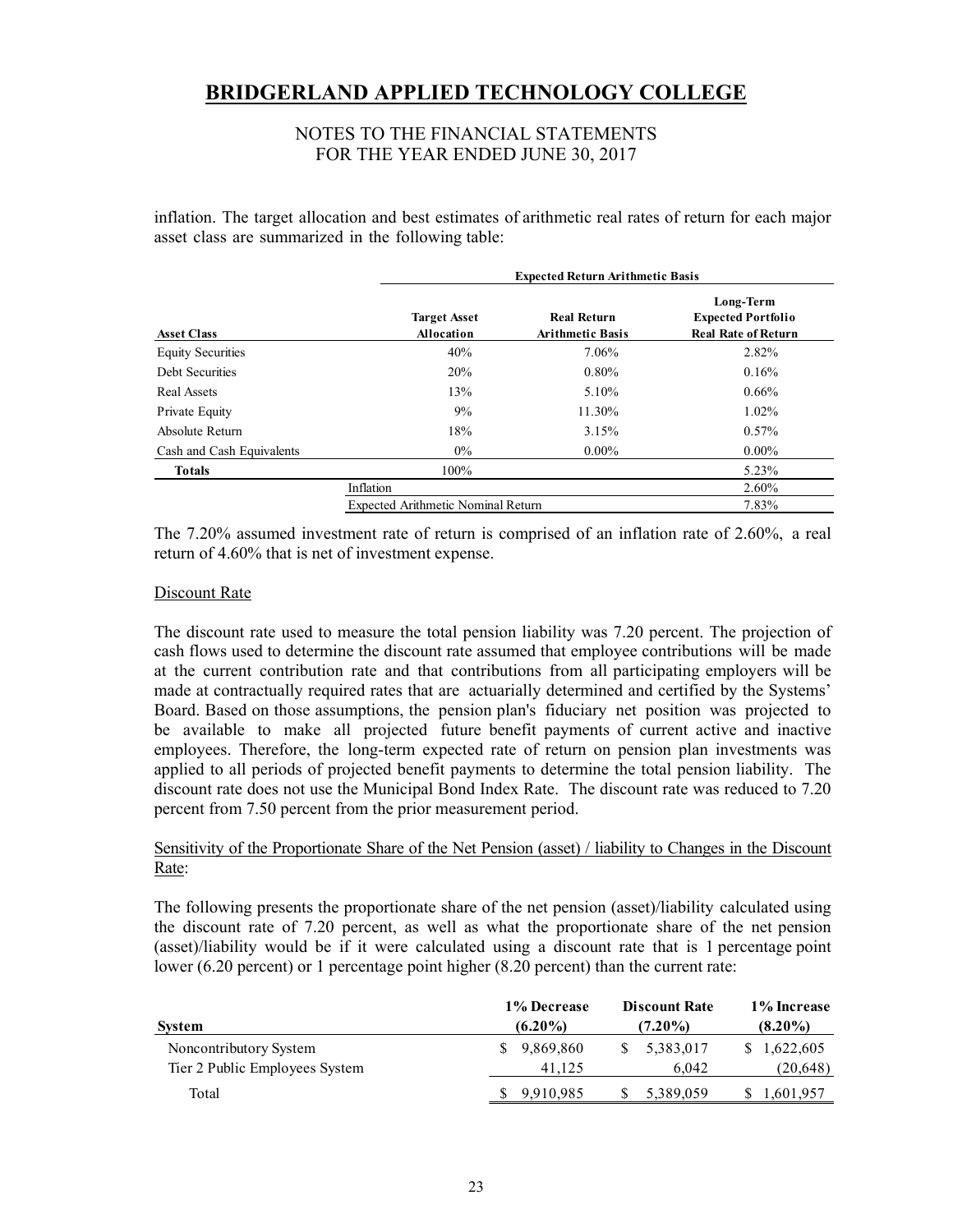inflation. The target allocation and best estimates of arithmetic real rates of return for each major asset class are summarized in the following table:

| | Expected Return Arithmetic Basis | | |
|---|---|---|---|
| **Asset Class** | **Target Asset Allocation** | **Real Return Arithmetic Basis** | **Long-Term Expected Portfolio Real Rate of Return** |
| Equity Securities | 40% | 7.06% | 2.82% |
| Debt Securities | 20% | 0.80% | 0.16% |
| Real Assets | 13% | 5.10% | 0.66% |
| Private Equity | 9% | 11.30% | 1.02% |
| Absolute Return | 18% | 3.15% | 0.57% |
| Cash and Cash Equivalents | 0% | 0.00% | 0.00% |
| **Totals** | 100% | | 5.23% |
| Inflation | | | 2.60% |
| Expected Arithmetic Nominal Return | | | 7.83% |

The 7.20% assumed investment rate of return is comprised of an inflation rate of 2.60%, a real return of 4.60% that is net of investment expense.

Discount Rate

The discount rate used to measure the total pension liability was 7.20 percent. The projection of cash flows used to determine the discount rate assumed that employee contributions will be made at the current contribution rate and that contributions from all participating employers will be made at contractually required rates that are actuarially determined and certified by the Systems' Board. Based on those assumptions, the pension plan's fiduciary net position was projected to be available to make all projected future benefit payments of current active and inactive employees. Therefore, the long-term expected rate of return on pension plan investments was applied to all periods of projected benefit payments to determine the total pension liability. The discount rate does not use the Municipal Bond Index Rate. The discount rate was reduced to 7.20 percent from 7.50 percent from the prior measurement period.

Sensitivity of the Proportionate Share of the Net Pension (asset) / liability to Changes in the Discount Rate:

The following presents the proportionate share of the net pension (asset)/liability calculated using the discount rate of 7.20 percent, as well as what the proportionate share of the net pension (asset)/liability would be if it were calculated using a discount rate that is 1 percentage point lower (6.20 percent) or 1 percentage point higher (8.20 percent) than the current rate:

| System | 1% Decrease (6.20%) | Discount Rate (7.20%) | 1% Increase (8.20%) |
|---|---|---|---|
| Noncontributory System | $ 9,869,860 | $ 5,383,017 | $ 1,622,605 |
| Tier 2 Public Employees System | 41,125 | 6,042 | (20,648) |
| Total | $ 9,910,985 | $ 5,389,059 | $ 1,601,957 |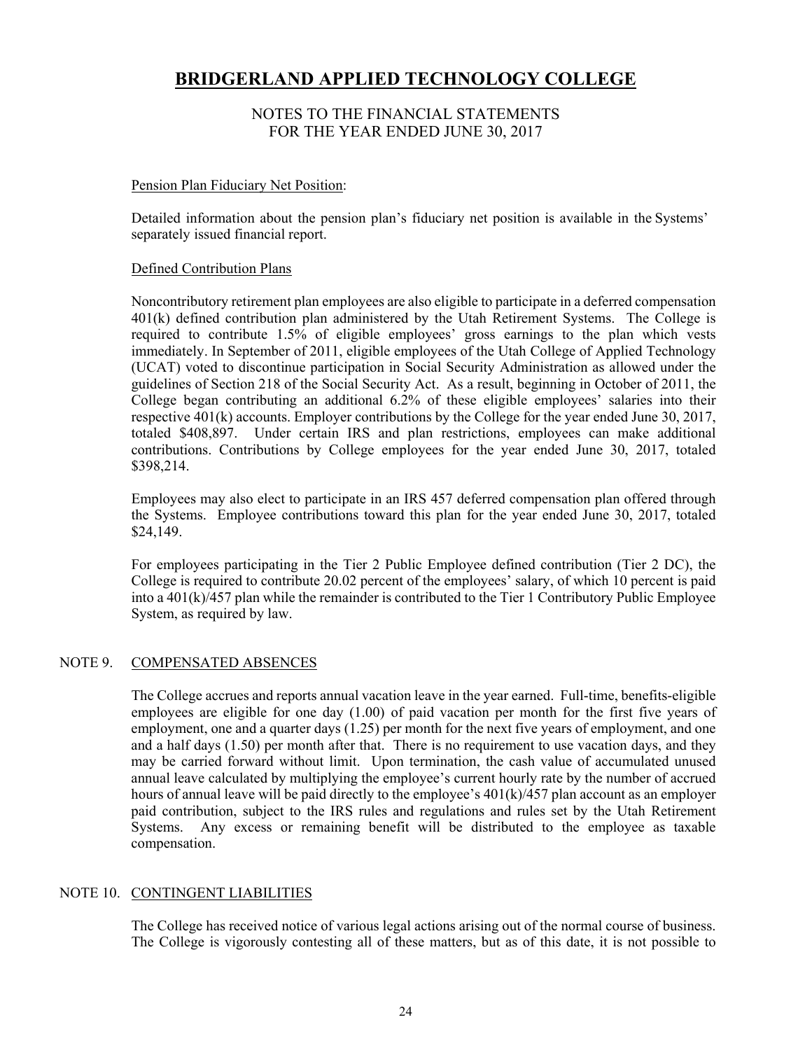# BRIDGERLAND APPLIED TECHNOLOGY COLLEGE

## NOTES TO THE FINANCIAL STATEMENTS
## FOR THE YEAR ENDED JUNE 30, 2017

Pension Plan Fiduciary Net Position:

Detailed information about the pension plan's fiduciary net position is available in the Systems' separately issued financial report.

Defined Contribution Plans

Noncontributory retirement plan employees are also eligible to participate in a deferred compensation 401(k) defined contribution plan administered by the Utah Retirement Systems. The College is required to contribute 1.5% of eligible employees' gross earnings to the plan which vests immediately. In September of 2011, eligible employees of the Utah College of Applied Technology (UCAT) voted to discontinue participation in Social Security Administration as allowed under the guidelines of Section 218 of the Social Security Act. As a result, beginning in October of 2011, the College began contributing an additional 6.2% of these eligible employees' salaries into their respective 401(k) accounts. Employer contributions by the College for the year ended June 30, 2017, totaled \$408,897. Under certain IRS and plan restrictions, employees can make additional contributions. Contributions by College employees for the year ended June 30, 2017, totaled \$398,214.

Employees may also elect to participate in an IRS 457 deferred compensation plan offered through the Systems. Employee contributions toward this plan for the year ended June 30, 2017, totaled \$24,149.

For employees participating in the Tier 2 Public Employee defined contribution (Tier 2 DC), the College is required to contribute 20.02 percent of the employees' salary, of which 10 percent is paid into a 401(k)/457 plan while the remainder is contributed to the Tier 1 Contributory Public Employee System, as required by law.

## NOTE 9. COMPENSATED ABSENCES

The College accrues and reports annual vacation leave in the year earned. Full-time, benefits-eligible employees are eligible for one day (1.00) of paid vacation per month for the first five years of employment, one and a quarter days (1.25) per month for the next five years of employment, and one and a half days (1.50) per month after that. There is no requirement to use vacation days, and they may be carried forward without limit. Upon termination, the cash value of accumulated unused annual leave calculated by multiplying the employee's current hourly rate by the number of accrued hours of annual leave will be paid directly to the employee's 401(k)/457 plan account as an employer paid contribution, subject to the IRS rules and regulations and rules set by the Utah Retirement Systems. Any excess or remaining benefit will be distributed to the employee as taxable compensation.

## NOTE 10. CONTINGENT LIABILITIES

The College has received notice of various legal actions arising out of the normal course of business. The College is vigorously contesting all of these matters, but as of this date, it is not possible to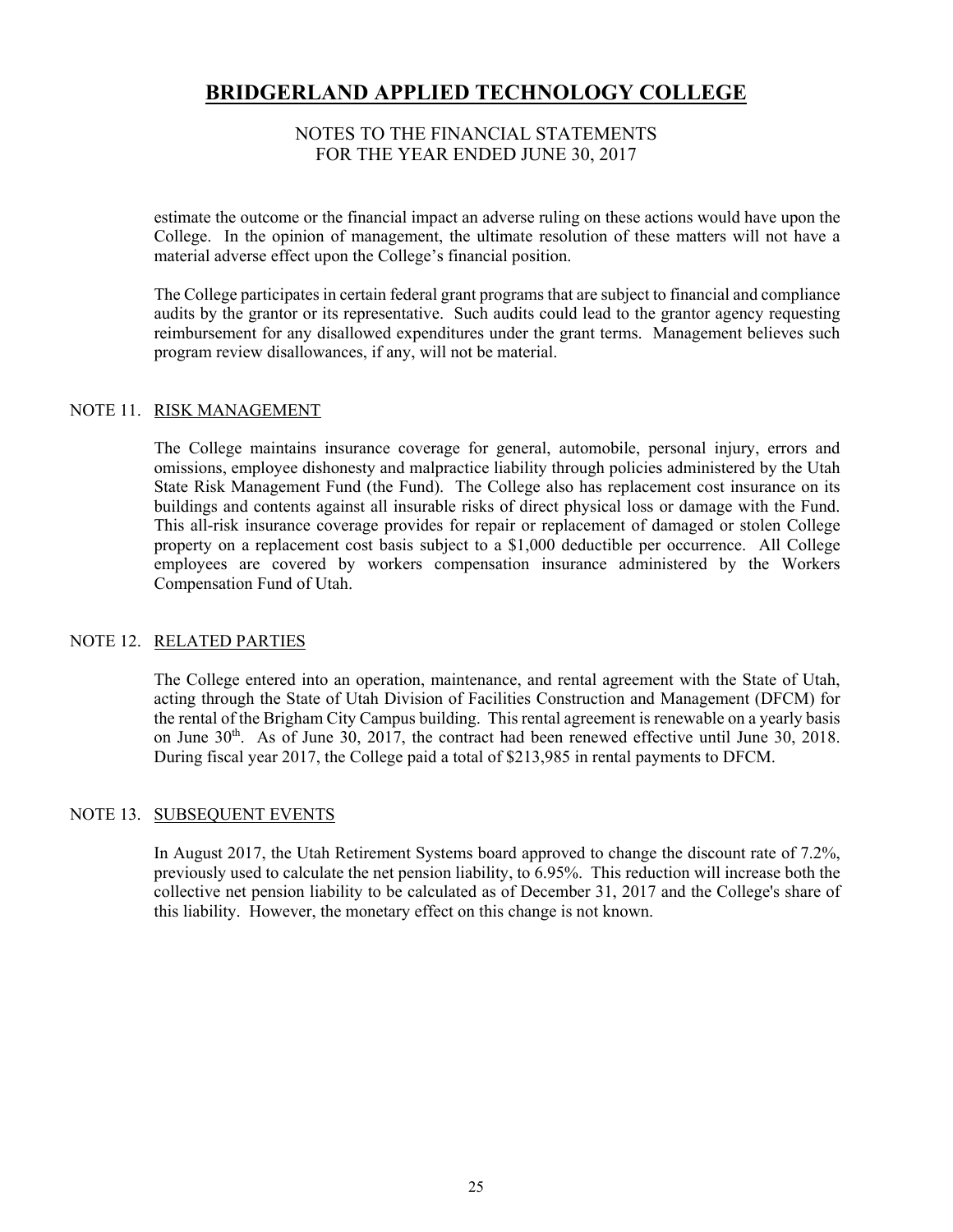estimate the outcome or the financial impact an adverse ruling on these actions would have upon the College. In the opinion of management, the ultimate resolution of these matters will not have a material adverse effect upon the College's financial position.

The College participates in certain federal grant programs that are subject to financial and compliance audits by the grantor or its representative. Such audits could lead to the grantor agency requesting reimbursement for any disallowed expenditures under the grant terms. Management believes such program review disallowances, if any, will not be material.

## NOTE 11. RISK MANAGEMENT

The College maintains insurance coverage for general, automobile, personal injury, errors and omissions, employee dishonesty and malpractice liability through policies administered by the Utah State Risk Management Fund (the Fund). The College also has replacement cost insurance on its buildings and contents against all insurable risks of direct physical loss or damage with the Fund. This all-risk insurance coverage provides for repair or replacement of damaged or stolen College property on a replacement cost basis subject to a $1,000 deductible per occurrence. All College employees are covered by workers compensation insurance administered by the Workers Compensation Fund of Utah.

## NOTE 12. RELATED PARTIES

The College entered into an operation, maintenance, and rental agreement with the State of Utah, acting through the State of Utah Division of Facilities Construction and Management (DFCM) for the rental of the Brigham City Campus building. This rental agreement is renewable on a yearly basis on June 30th. As of June 30, 2017, the contract had been renewed effective until June 30, 2018. During fiscal year 2017, the College paid a total of $213,985 in rental payments to DFCM.

## NOTE 13. SUBSEQUENT EVENTS

In August 2017, the Utah Retirement Systems board approved to change the discount rate of 7.2%, previously used to calculate the net pension liability, to 6.95%. This reduction will increase both the collective net pension liability to be calculated as of December 31, 2017 and the College's share of this liability. However, the monetary effect on this change is not known.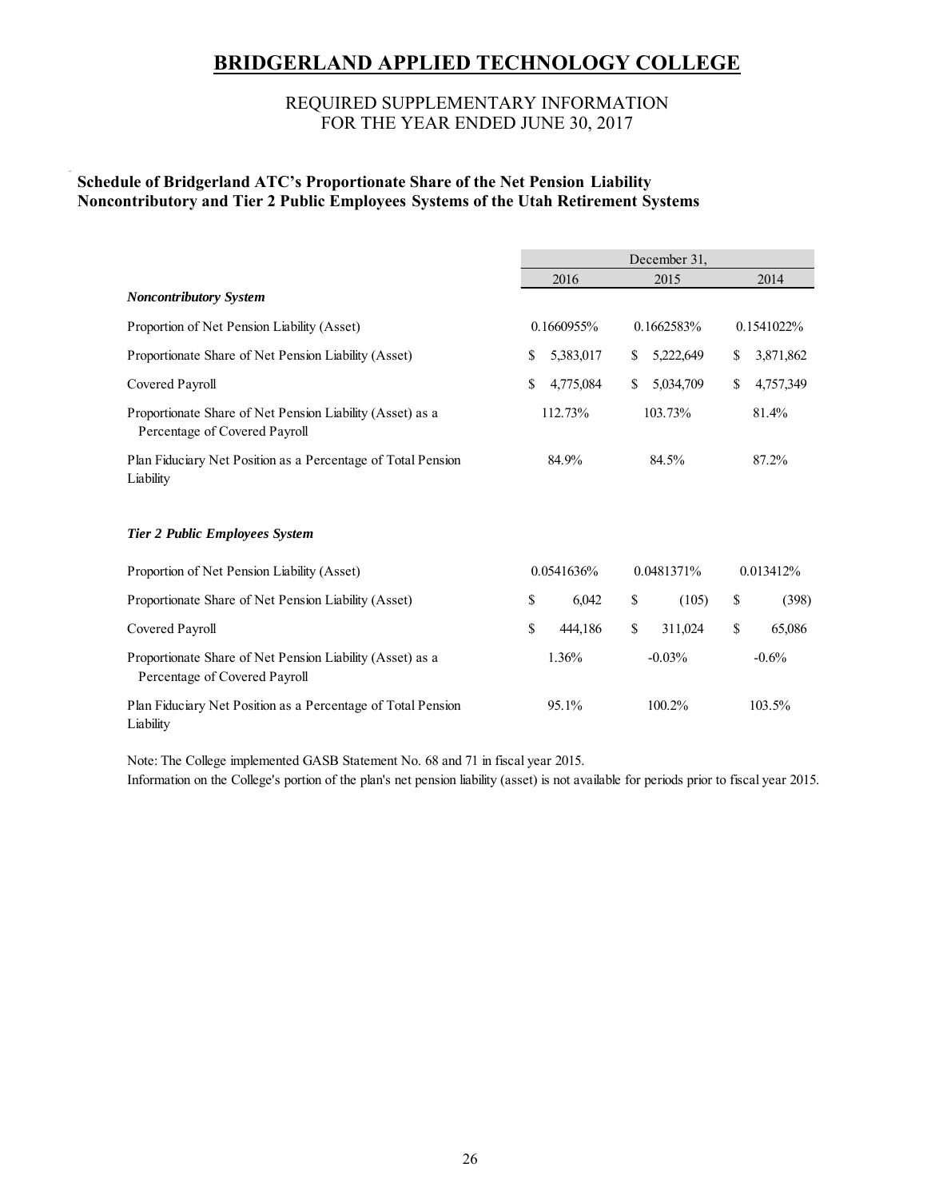# BRIDGERLAND APPLIED TECHNOLOGY COLLEGE

REQUIRED SUPPLEMENTARY INFORMATION
FOR THE YEAR ENDED JUNE 30, 2017

**Schedule of Bridgerland ATC's Proportionate Share of the Net Pension Liability**
**Noncontributory and Tier 2 Public Employees Systems of the Utah Retirement Systems**

| | December 31, | | |
|---|---|---|---|
| | 2016 | 2015 | 2014 |
| ***Noncontributory System*** | | | |
| Proportion of Net Pension Liability (Asset) | 0.1660955% | 0.1662583% | 0.1541022% |
| Proportionate Share of Net Pension Liability (Asset) | $ 5,383,017 | $ 5,222,649 | $ 3,871,862 |
| Covered Payroll | $ 4,775,084 | $ 5,034,709 | $ 4,757,349 |
| Proportionate Share of Net Pension Liability (Asset) as a Percentage of Covered Payroll | 112.73% | 103.73% | 81.4% |
| Plan Fiduciary Net Position as a Percentage of Total Pension Liability | 84.9% | 84.5% | 87.2% |
| ***Tier 2 Public Employees System*** | | | |
| Proportion of Net Pension Liability (Asset) | 0.0541636% | 0.0481371% | 0.013412% |
| Proportionate Share of Net Pension Liability (Asset) | $ 6,042 | $ (105) | $ (398) |
| Covered Payroll | $ 444,186 | $ 311,024 | $ 65,086 |
| Proportionate Share of Net Pension Liability (Asset) as a Percentage of Covered Payroll | 1.36% | -0.03% | -0.6% |
| Plan Fiduciary Net Position as a Percentage of Total Pension Liability | 95.1% | 100.2% | 103.5% |

Note: The College implemented GASB Statement No. 68 and 71 in fiscal year 2015.
Information on the College's portion of the plan's net pension liability (asset) is not available for periods prior to fiscal year 2015.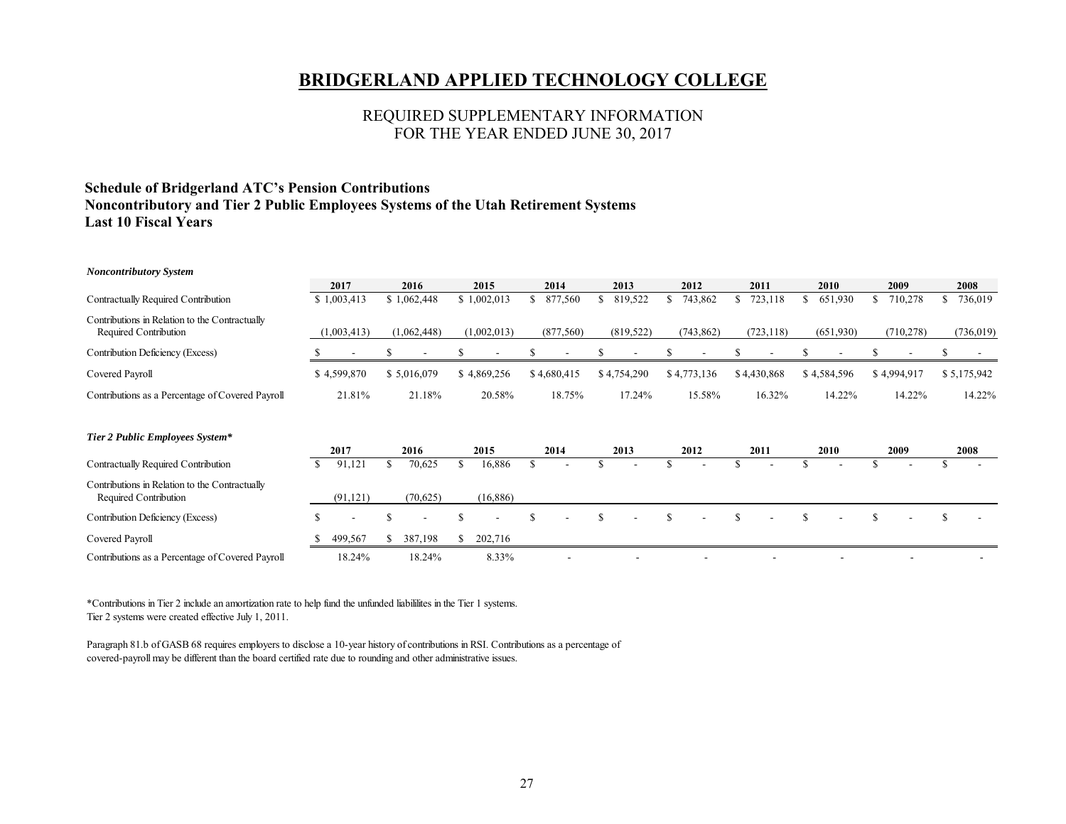# BRIDGERLAND APPLIED TECHNOLOGY COLLEGE

## REQUIRED SUPPLEMENTARY INFORMATION
## FOR THE YEAR ENDED JUNE 30, 2017

### Schedule of Bridgerland ATC's Pension Contributions
### Noncontributory and Tier 2 Public Employees Systems of the Utah Retirement Systems
### Last 10 Fiscal Years

***Noncontributory System***

| | 2017 | 2016 | 2015 | 2014 | 2013 | 2012 | 2011 | 2010 | 2009 | 2008 |
|---|---|---|---|---|---|---|---|---|---|---|
| Contractually Required Contribution | $ 1,003,413 | $ 1,062,448 | $ 1,002,013 | $ 877,560 | $ 819,522 | $ 743,862 | $ 723,118 | $ 651,930 | $ 710,278 | $ 736,019 |
| Contributions in Relation to the Contractually Required Contribution | (1,003,413) | (1,062,448) | (1,002,013) | (877,560) | (819,522) | (743,862) | (723,118) | (651,930) | (710,278) | (736,019) |
| Contribution Deficiency (Excess) | $ - | $ - | $ - | $ - | $ - | $ - | $ - | $ - | $ - | $ - |
| Covered Payroll | $ 4,599,870 | $ 5,016,079 | $ 4,869,256 | $ 4,680,415 | $ 4,754,290 | $ 4,773,136 | $ 4,430,868 | $ 4,584,596 | $ 4,994,917 | $ 5,175,942 |
| Contributions as a Percentage of Covered Payroll | 21.81% | 21.18% | 20.58% | 18.75% | 17.24% | 15.58% | 16.32% | 14.22% | 14.22% | 14.22% |

***Tier 2 Public Employees System****

| | 2017 | 2016 | 2015 | 2014 | 2013 | 2012 | 2011 | 2010 | 2009 | 2008 |
|---|---|---|---|---|---|---|---|---|---|---|
| Contractually Required Contribution | $ 91,121 | $ 70,625 | $ 16,886 | $ - | $ - | $ - | $ - | $ - | $ - | $ - |
| Contributions in Relation to the Contractually Required Contribution | (91,121) | (70,625) | (16,886) | | | | | | | |
| Contribution Deficiency (Excess) | $ - | $ - | $ - | $ - | $ - | $ - | $ - | $ - | $ - | $ - |
| Covered Payroll | $ 499,567 | $ 387,198 | $ 202,716 | | | | | | | |
| Contributions as a Percentage of Covered Payroll | 18.24% | 18.24% | 8.33% | - | - | - | - | - | - | - |

*Contributions in Tier 2 include an amortization rate to help fund the unfunded liabililites in the Tier 1 systems.
Tier 2 systems were created effective July 1, 2011.

Paragraph 81.b of GASB 68 requires employers to disclose a 10-year history of contributions in RSI. Contributions as a percentage of covered-payroll may be different than the board certified rate due to rounding and other administrative issues.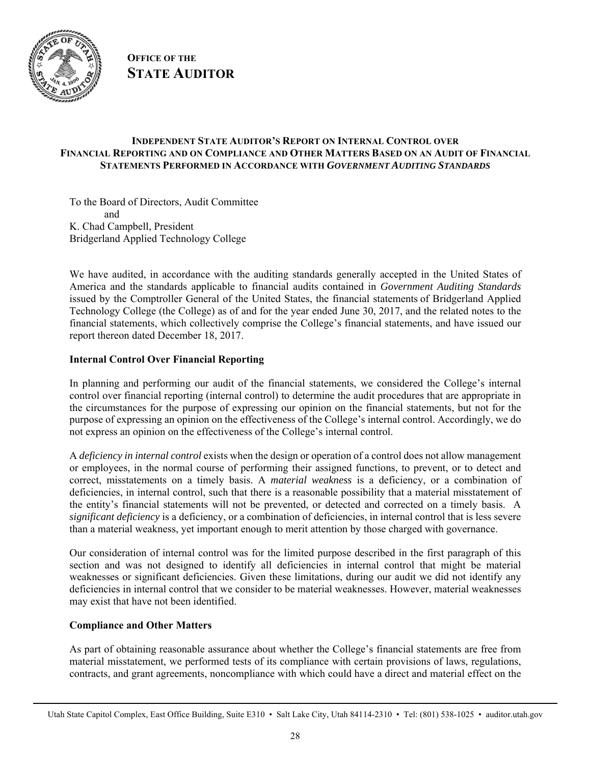**OFFICE OF THE**
**STATE AUDITOR**

### INDEPENDENT STATE AUDITOR'S REPORT ON INTERNAL CONTROL OVER FINANCIAL REPORTING AND ON COMPLIANCE AND OTHER MATTERS BASED ON AN AUDIT OF FINANCIAL STATEMENTS PERFORMED IN ACCORDANCE WITH *GOVERNMENT AUDITING STANDARDS*

To the Board of Directors, Audit Committee
and
K. Chad Campbell, President
Bridgerland Applied Technology College

We have audited, in accordance with the auditing standards generally accepted in the United States of America and the standards applicable to financial audits contained in *Government Auditing Standards* issued by the Comptroller General of the United States, the financial statements of Bridgerland Applied Technology College (the College) as of and for the year ended June 30, 2017, and the related notes to the financial statements, which collectively comprise the College's financial statements, and have issued our report thereon dated December 18, 2017.

**Internal Control Over Financial Reporting**

In planning and performing our audit of the financial statements, we considered the College's internal control over financial reporting (internal control) to determine the audit procedures that are appropriate in the circumstances for the purpose of expressing our opinion on the financial statements, but not for the purpose of expressing an opinion on the effectiveness of the College's internal control. Accordingly, we do not express an opinion on the effectiveness of the College's internal control.

A *deficiency in internal control* exists when the design or operation of a control does not allow management or employees, in the normal course of performing their assigned functions, to prevent, or to detect and correct, misstatements on a timely basis. A *material weakness* is a deficiency, or a combination of deficiencies, in internal control, such that there is a reasonable possibility that a material misstatement of the entity's financial statements will not be prevented, or detected and corrected on a timely basis. A *significant deficiency* is a deficiency, or a combination of deficiencies, in internal control that is less severe than a material weakness, yet important enough to merit attention by those charged with governance.

Our consideration of internal control was for the limited purpose described in the first paragraph of this section and was not designed to identify all deficiencies in internal control that might be material weaknesses or significant deficiencies. Given these limitations, during our audit we did not identify any deficiencies in internal control that we consider to be material weaknesses. However, material weaknesses may exist that have not been identified.

**Compliance and Other Matters**

As part of obtaining reasonable assurance about whether the College's financial statements are free from material misstatement, we performed tests of its compliance with certain provisions of laws, regulations, contracts, and grant agreements, noncompliance with which could have a direct and material effect on the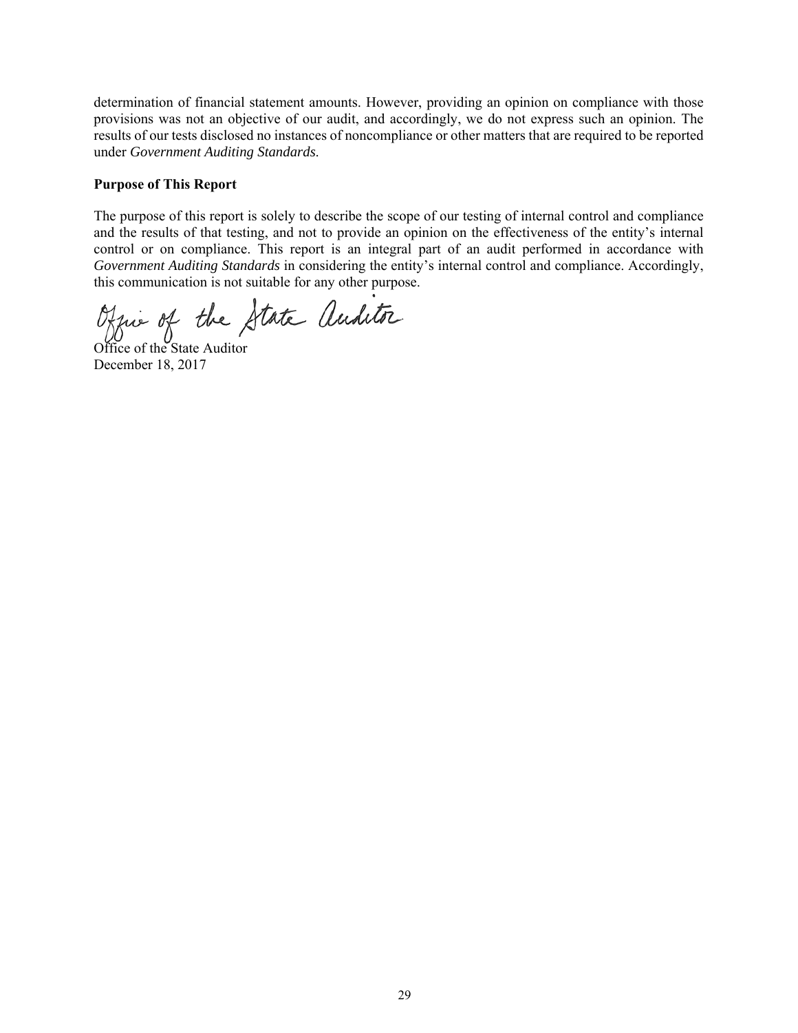determination of financial statement amounts. However, providing an opinion on compliance with those provisions was not an objective of our audit, and accordingly, we do not express such an opinion. The results of our tests disclosed no instances of noncompliance or other matters that are required to be reported under *Government Auditing Standards*.

**Purpose of This Report**

The purpose of this report is solely to describe the scope of our testing of internal control and compliance and the results of that testing, and not to provide an opinion on the effectiveness of the entity's internal control or on compliance. This report is an integral part of an audit performed in accordance with *Government Auditing Standards* in considering the entity's internal control and compliance. Accordingly, this communication is not suitable for any other purpose.

Office of the State Auditor
December 18, 2017